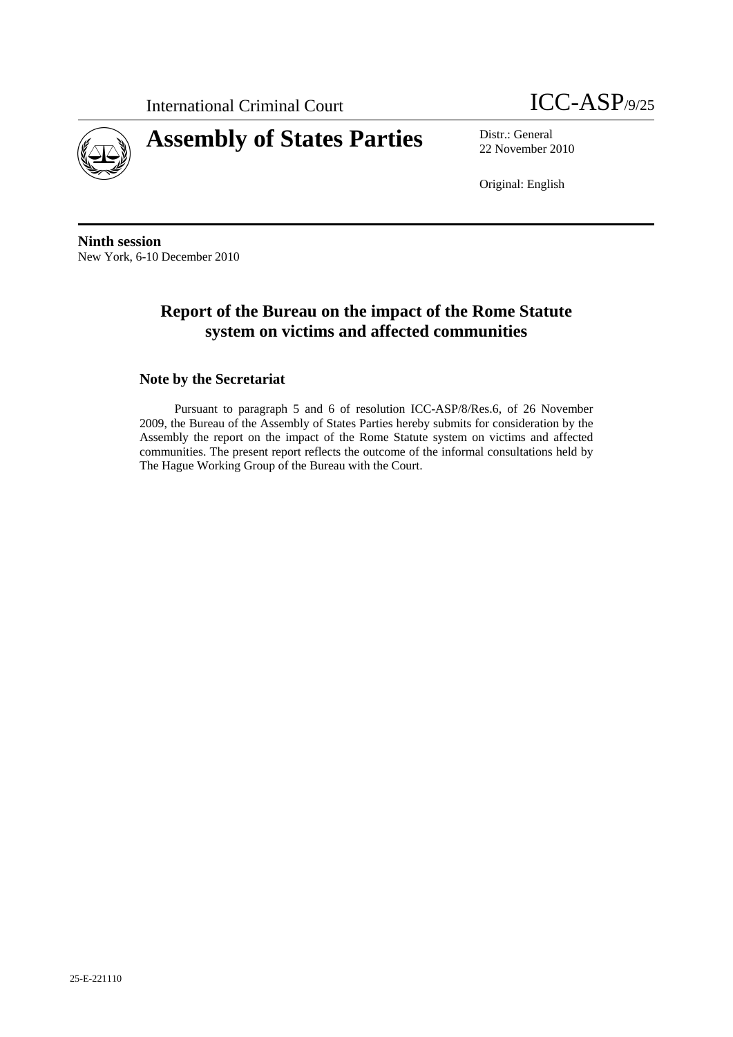International Criminal Court

ICC-ASP/9/25

# Assembly of States Parties

Distr.: General
22 November 2010

Original: English

**Ninth session**
New York, 6-10 December 2010

## Report of the Bureau on the impact of the Rome Statute system on victims and affected communities

### Note by the Secretariat

Pursuant to paragraph 5 and 6 of resolution ICC-ASP/8/Res.6, of 26 November 2009, the Bureau of the Assembly of States Parties hereby submits for consideration by the Assembly the report on the impact of the Rome Statute system on victims and affected communities. The present report reflects the outcome of the informal consultations held by The Hague Working Group of the Bureau with the Court.

25-E-221110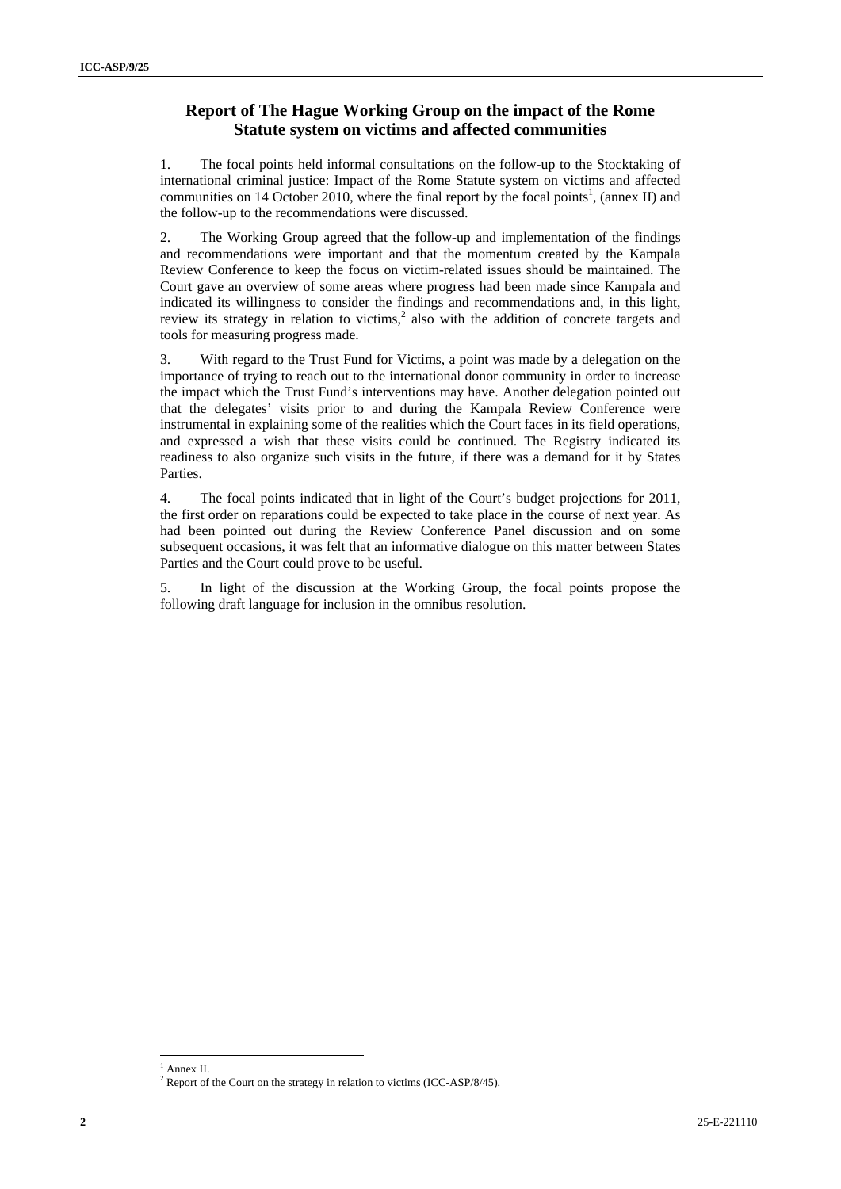## Report of The Hague Working Group on the impact of the Rome Statute system on victims and affected communities

1. The focal points held informal consultations on the follow-up to the Stocktaking of international criminal justice: Impact of the Rome Statute system on victims and affected communities on 14 October 2010, where the final report by the focal points[1], (annex II) and the follow-up to the recommendations were discussed.

2. The Working Group agreed that the follow-up and implementation of the findings and recommendations were important and that the momentum created by the Kampala Review Conference to keep the focus on victim-related issues should be maintained. The Court gave an overview of some areas where progress had been made since Kampala and indicated its willingness to consider the findings and recommendations and, in this light, review its strategy in relation to victims,[2] also with the addition of concrete targets and tools for measuring progress made.

3. With regard to the Trust Fund for Victims, a point was made by a delegation on the importance of trying to reach out to the international donor community in order to increase the impact which the Trust Fund's interventions may have. Another delegation pointed out that the delegates' visits prior to and during the Kampala Review Conference were instrumental in explaining some of the realities which the Court faces in its field operations, and expressed a wish that these visits could be continued. The Registry indicated its readiness to also organize such visits in the future, if there was a demand for it by States Parties.

4. The focal points indicated that in light of the Court's budget projections for 2011, the first order on reparations could be expected to take place in the course of next year. As had been pointed out during the Review Conference Panel discussion and on some subsequent occasions, it was felt that an informative dialogue on this matter between States Parties and the Court could prove to be useful.

5. In light of the discussion at the Working Group, the focal points propose the following draft language for inclusion in the omnibus resolution.

---

[1] Annex II.

[2] Report of the Court on the strategy in relation to victims (ICC-ASP/8/45).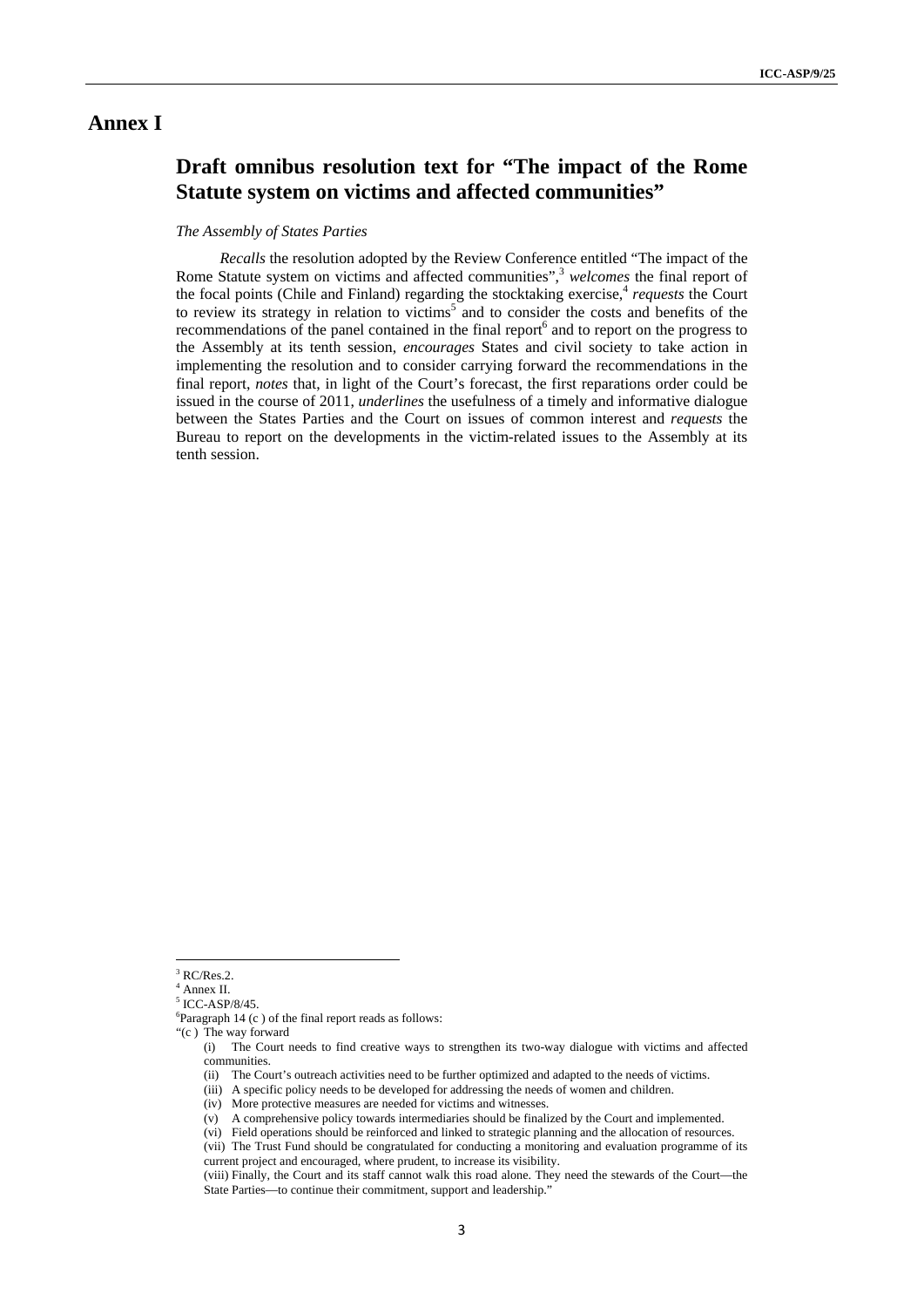# Annex I

## Draft omnibus resolution text for "The impact of the Rome Statute system on victims and affected communities"

*The Assembly of States Parties*

*Recalls* the resolution adopted by the Review Conference entitled "The impact of the Rome Statute system on victims and affected communities",[3] *welcomes* the final report of the focal points (Chile and Finland) regarding the stocktaking exercise,[4] *requests* the Court to review its strategy in relation to victims[5] and to consider the costs and benefits of the recommendations of the panel contained in the final report[6] and to report on the progress to the Assembly at its tenth session, *encourages* States and civil society to take action in implementing the resolution and to consider carrying forward the recommendations in the final report, *notes* that, in light of the Court's forecast, the first reparations order could be issued in the course of 2011, *underlines* the usefulness of a timely and informative dialogue between the States Parties and the Court on issues of common interest and *requests* the Bureau to report on the developments in the victim-related issues to the Assembly at its tenth session.

---

[3] RC/Res.2.

[4] Annex II.

[5] ICC-ASP/8/45.

[6] Paragraph 14 (c ) of the final report reads as follows:

"(c ) The way forward

(i) The Court needs to find creative ways to strengthen its two-way dialogue with victims and affected communities.

(ii) The Court's outreach activities need to be further optimized and adapted to the needs of victims.

(iii) A specific policy needs to be developed for addressing the needs of women and children.

(iv) More protective measures are needed for victims and witnesses.

(v) A comprehensive policy towards intermediaries should be finalized by the Court and implemented.

(vi) Field operations should be reinforced and linked to strategic planning and the allocation of resources.

(vii) The Trust Fund should be congratulated for conducting a monitoring and evaluation programme of its current project and encouraged, where prudent, to increase its visibility.

(viii) Finally, the Court and its staff cannot walk this road alone. They need the stewards of the Court—the State Parties—to continue their commitment, support and leadership."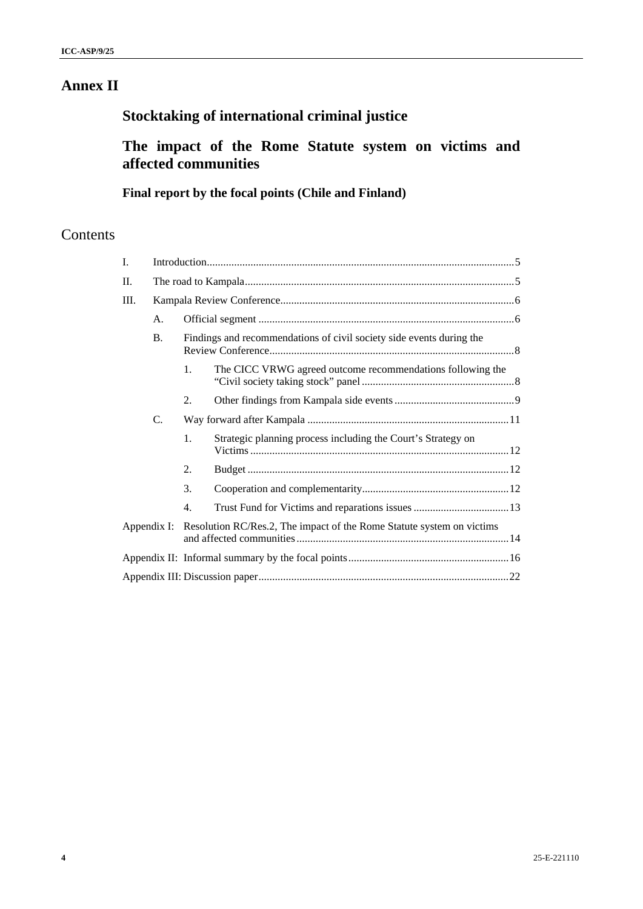# Annex II

## Stocktaking of international criminal justice

## The impact of the Rome Statute system on victims and affected communities

### Final report by the focal points (Chile and Finland)

## Contents

| | | | | |
|---|---|---|---|---|
| I. | Introduction | | | 5 |
| II. | The road to Kampala | | | 5 |
| III. | Kampala Review Conference | | | 6 |
| | A. | Official segment | | 6 |
| | B. | Findings and recommendations of civil society side events during the Review Conference | | 8 |
| | | 1. | The CICC VRWG agreed outcome recommendations following the “Civil society taking stock” panel | 8 |
| | | 2. | Other findings from Kampala side events | 9 |
| | C. | Way forward after Kampala | | 11 |
| | | 1. | Strategic planning process including the Court’s Strategy on Victims | 12 |
| | | 2. | Budget | 12 |
| | | 3. | Cooperation and complementarity | 12 |
| | | 4. | Trust Fund for Victims and reparations issues | 13 |
| Appendix I: | Resolution RC/Res.2, The impact of the Rome Statute system on victims and affected communities | | | 14 |
| Appendix II: | Informal summary by the focal points | | | 16 |
| Appendix III: | Discussion paper | | | 22 |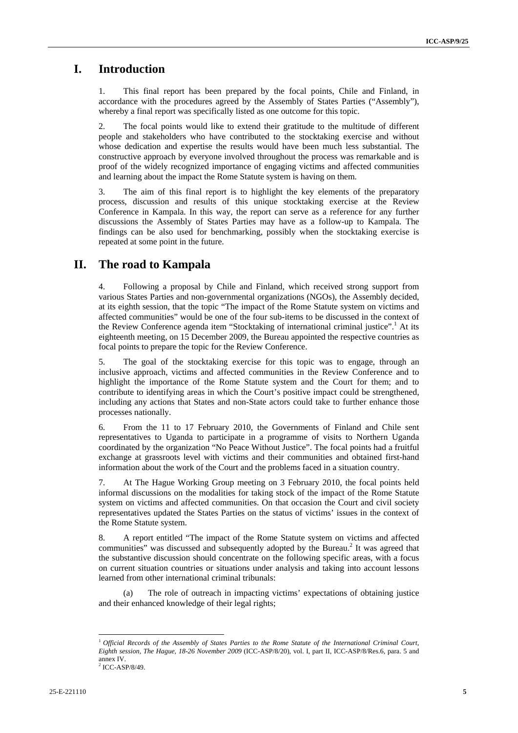# I. Introduction

1. This final report has been prepared by the focal points, Chile and Finland, in accordance with the procedures agreed by the Assembly of States Parties ("Assembly"), whereby a final report was specifically listed as one outcome for this topic.

2. The focal points would like to extend their gratitude to the multitude of different people and stakeholders who have contributed to the stocktaking exercise and without whose dedication and expertise the results would have been much less substantial. The constructive approach by everyone involved throughout the process was remarkable and is proof of the widely recognized importance of engaging victims and affected communities and learning about the impact the Rome Statute system is having on them.

3. The aim of this final report is to highlight the key elements of the preparatory process, discussion and results of this unique stocktaking exercise at the Review Conference in Kampala. In this way, the report can serve as a reference for any further discussions the Assembly of States Parties may have as a follow-up to Kampala. The findings can be also used for benchmarking, possibly when the stocktaking exercise is repeated at some point in the future.

# II. The road to Kampala

4. Following a proposal by Chile and Finland, which received strong support from various States Parties and non-governmental organizations (NGOs), the Assembly decided, at its eighth session, that the topic "The impact of the Rome Statute system on victims and affected communities" would be one of the four sub-items to be discussed in the context of the Review Conference agenda item "Stocktaking of international criminal justice".[1] At its eighteenth meeting, on 15 December 2009, the Bureau appointed the respective countries as focal points to prepare the topic for the Review Conference.

5. The goal of the stocktaking exercise for this topic was to engage, through an inclusive approach, victims and affected communities in the Review Conference and to highlight the importance of the Rome Statute system and the Court for them; and to contribute to identifying areas in which the Court's positive impact could be strengthened, including any actions that States and non-State actors could take to further enhance those processes nationally.

6. From the 11 to 17 February 2010, the Governments of Finland and Chile sent representatives to Uganda to participate in a programme of visits to Northern Uganda coordinated by the organization "No Peace Without Justice". The focal points had a fruitful exchange at grassroots level with victims and their communities and obtained first-hand information about the work of the Court and the problems faced in a situation country.

7. At The Hague Working Group meeting on 3 February 2010, the focal points held informal discussions on the modalities for taking stock of the impact of the Rome Statute system on victims and affected communities. On that occasion the Court and civil society representatives updated the States Parties on the status of victims' issues in the context of the Rome Statute system.

8. A report entitled "The impact of the Rome Statute system on victims and affected communities" was discussed and subsequently adopted by the Bureau.[2] It was agreed that the substantive discussion should concentrate on the following specific areas, with a focus on current situation countries or situations under analysis and taking into account lessons learned from other international criminal tribunals:

(a) The role of outreach in impacting victims' expectations of obtaining justice and their enhanced knowledge of their legal rights;

---

[1] *Official Records of the Assembly of States Parties to the Rome Statute of the International Criminal Court, Eighth session, The Hague, 18-26 November 2009* (ICC-ASP/8/20), vol. I, part II, ICC-ASP/8/Res.6, para. 5 and annex IV.

[2] ICC-ASP/8/49.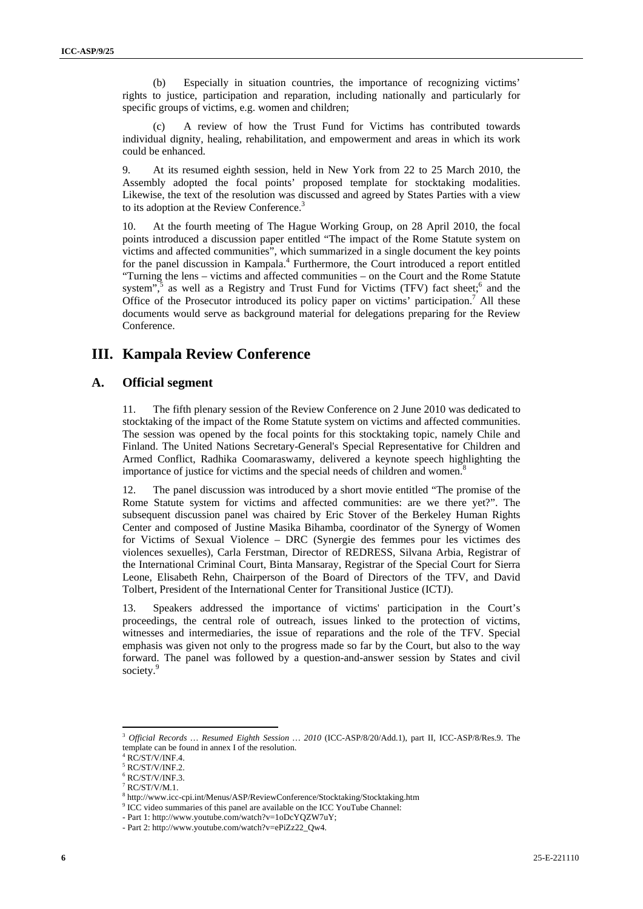(b) Especially in situation countries, the importance of recognizing victims' rights to justice, participation and reparation, including nationally and particularly for specific groups of victims, e.g. women and children;

(c) A review of how the Trust Fund for Victims has contributed towards individual dignity, healing, rehabilitation, and empowerment and areas in which its work could be enhanced.

9. At its resumed eighth session, held in New York from 22 to 25 March 2010, the Assembly adopted the focal points' proposed template for stocktaking modalities. Likewise, the text of the resolution was discussed and agreed by States Parties with a view to its adoption at the Review Conference.[3]

10. At the fourth meeting of The Hague Working Group, on 28 April 2010, the focal points introduced a discussion paper entitled "The impact of the Rome Statute system on victims and affected communities", which summarized in a single document the key points for the panel discussion in Kampala.[4] Furthermore, the Court introduced a report entitled "Turning the lens – victims and affected communities – on the Court and the Rome Statute system",[5] as well as a Registry and Trust Fund for Victims (TFV) fact sheet;[6] and the Office of the Prosecutor introduced its policy paper on victims' participation.[7] All these documents would serve as background material for delegations preparing for the Review Conference.

# III. Kampala Review Conference

## A. Official segment

11. The fifth plenary session of the Review Conference on 2 June 2010 was dedicated to stocktaking of the impact of the Rome Statute system on victims and affected communities. The session was opened by the focal points for this stocktaking topic, namely Chile and Finland. The United Nations Secretary-General's Special Representative for Children and Armed Conflict, Radhika Coomaraswamy, delivered a keynote speech highlighting the importance of justice for victims and the special needs of children and women.[8]

12. The panel discussion was introduced by a short movie entitled "The promise of the Rome Statute system for victims and affected communities: are we there yet?". The subsequent discussion panel was chaired by Eric Stover of the Berkeley Human Rights Center and composed of Justine Masika Bihamba, coordinator of the Synergy of Women for Victims of Sexual Violence – DRC (Synergie des femmes pour les victimes des violences sexuelles), Carla Ferstman, Director of REDRESS, Silvana Arbia, Registrar of the International Criminal Court, Binta Mansaray, Registrar of the Special Court for Sierra Leone, Elisabeth Rehn, Chairperson of the Board of Directors of the TFV, and David Tolbert, President of the International Center for Transitional Justice (ICTJ).

13. Speakers addressed the importance of victims' participation in the Court's proceedings, the central role of outreach, issues linked to the protection of victims, witnesses and intermediaries, the issue of reparations and the role of the TFV. Special emphasis was given not only to the progress made so far by the Court, but also to the way forward. The panel was followed by a question-and-answer session by States and civil society.[9]

---

[3] *Official Records … Resumed Eighth Session … 2010* (ICC-ASP/8/20/Add.1), part II, ICC-ASP/8/Res.9. The template can be found in annex I of the resolution.

[4] RC/ST/V/INF.4.

[5] RC/ST/V/INF.2.

[6] RC/ST/V/INF.3.

[7] RC/ST/V/M.1.

[8] http://www.icc-cpi.int/Menus/ASP/ReviewConference/Stocktaking/Stocktaking.htm

[9] ICC video summaries of this panel are available on the ICC YouTube Channel:
- Part 1: http://www.youtube.com/watch?v=1oDcYQZW7uY;
- Part 2: http://www.youtube.com/watch?v=ePiZz22_Qw4.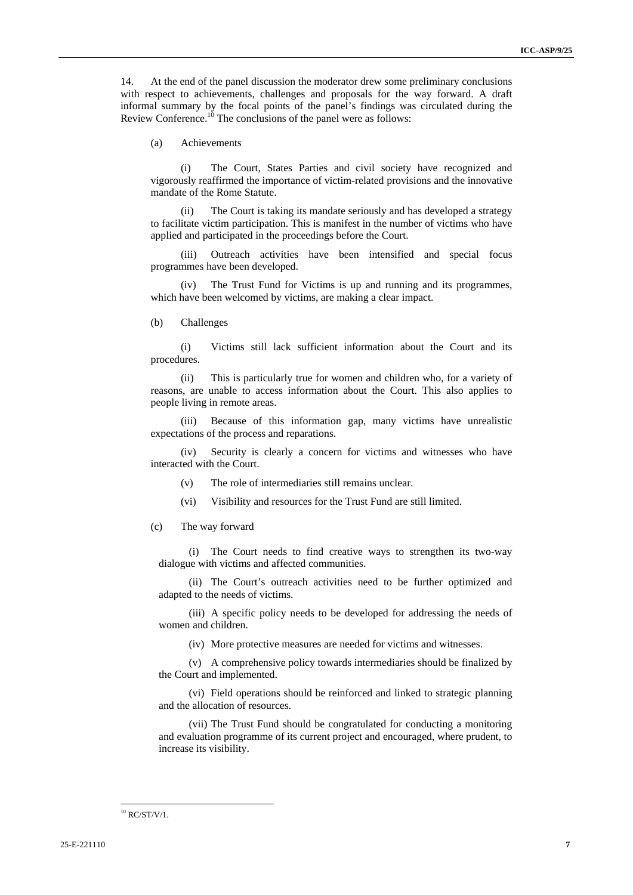14. At the end of the panel discussion the moderator drew some preliminary conclusions with respect to achievements, challenges and proposals for the way forward. A draft informal summary by the focal points of the panel's findings was circulated during the Review Conference.[10] The conclusions of the panel were as follows:

(a) Achievements

(i) The Court, States Parties and civil society have recognized and vigorously reaffirmed the importance of victim-related provisions and the innovative mandate of the Rome Statute.

(ii) The Court is taking its mandate seriously and has developed a strategy to facilitate victim participation. This is manifest in the number of victims who have applied and participated in the proceedings before the Court.

(iii) Outreach activities have been intensified and special focus programmes have been developed.

(iv) The Trust Fund for Victims is up and running and its programmes, which have been welcomed by victims, are making a clear impact.

(b) Challenges

(i) Victims still lack sufficient information about the Court and its procedures.

(ii) This is particularly true for women and children who, for a variety of reasons, are unable to access information about the Court. This also applies to people living in remote areas.

(iii) Because of this information gap, many victims have unrealistic expectations of the process and reparations.

(iv) Security is clearly a concern for victims and witnesses who have interacted with the Court.

(v) The role of intermediaries still remains unclear.

(vi) Visibility and resources for the Trust Fund are still limited.

(c) The way forward

(i) The Court needs to find creative ways to strengthen its two-way dialogue with victims and affected communities.

(ii) The Court's outreach activities need to be further optimized and adapted to the needs of victims.

(iii) A specific policy needs to be developed for addressing the needs of women and children.

(iv) More protective measures are needed for victims and witnesses.

(v) A comprehensive policy towards intermediaries should be finalized by the Court and implemented.

(vi) Field operations should be reinforced and linked to strategic planning and the allocation of resources.

(vii) The Trust Fund should be congratulated for conducting a monitoring and evaluation programme of its current project and encouraged, where prudent, to increase its visibility.

---

[10] RC/ST/V/1.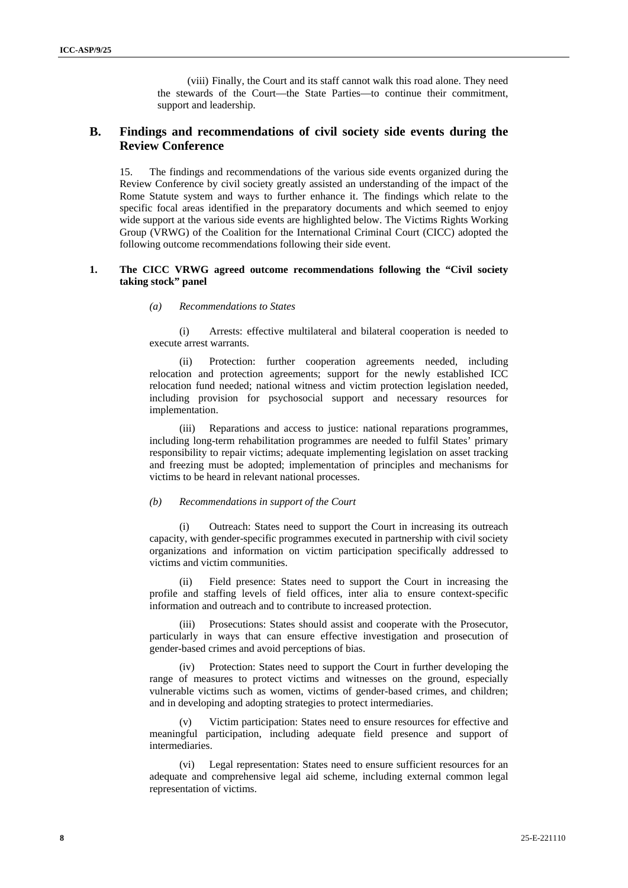(viii) Finally, the Court and its staff cannot walk this road alone. They need the stewards of the Court—the State Parties—to continue their commitment, support and leadership.

## B. Findings and recommendations of civil society side events during the Review Conference

15. The findings and recommendations of the various side events organized during the Review Conference by civil society greatly assisted an understanding of the impact of the Rome Statute system and ways to further enhance it. The findings which relate to the specific focal areas identified in the preparatory documents and which seemed to enjoy wide support at the various side events are highlighted below. The Victims Rights Working Group (VRWG) of the Coalition for the International Criminal Court (CICC) adopted the following outcome recommendations following their side event.

### 1. The CICC VRWG agreed outcome recommendations following the "Civil society taking stock" panel

*(a) Recommendations to States*

(i) Arrests: effective multilateral and bilateral cooperation is needed to execute arrest warrants.

(ii) Protection: further cooperation agreements needed, including relocation and protection agreements; support for the newly established ICC relocation fund needed; national witness and victim protection legislation needed, including provision for psychosocial support and necessary resources for implementation.

(iii) Reparations and access to justice: national reparations programmes, including long-term rehabilitation programmes are needed to fulfil States' primary responsibility to repair victims; adequate implementing legislation on asset tracking and freezing must be adopted; implementation of principles and mechanisms for victims to be heard in relevant national processes.

*(b) Recommendations in support of the Court*

(i) Outreach: States need to support the Court in increasing its outreach capacity, with gender-specific programmes executed in partnership with civil society organizations and information on victim participation specifically addressed to victims and victim communities.

(ii) Field presence: States need to support the Court in increasing the profile and staffing levels of field offices, inter alia to ensure context-specific information and outreach and to contribute to increased protection.

(iii) Prosecutions: States should assist and cooperate with the Prosecutor, particularly in ways that can ensure effective investigation and prosecution of gender-based crimes and avoid perceptions of bias.

(iv) Protection: States need to support the Court in further developing the range of measures to protect victims and witnesses on the ground, especially vulnerable victims such as women, victims of gender-based crimes, and children; and in developing and adopting strategies to protect intermediaries.

(v) Victim participation: States need to ensure resources for effective and meaningful participation, including adequate field presence and support of intermediaries.

(vi) Legal representation: States need to ensure sufficient resources for an adequate and comprehensive legal aid scheme, including external common legal representation of victims.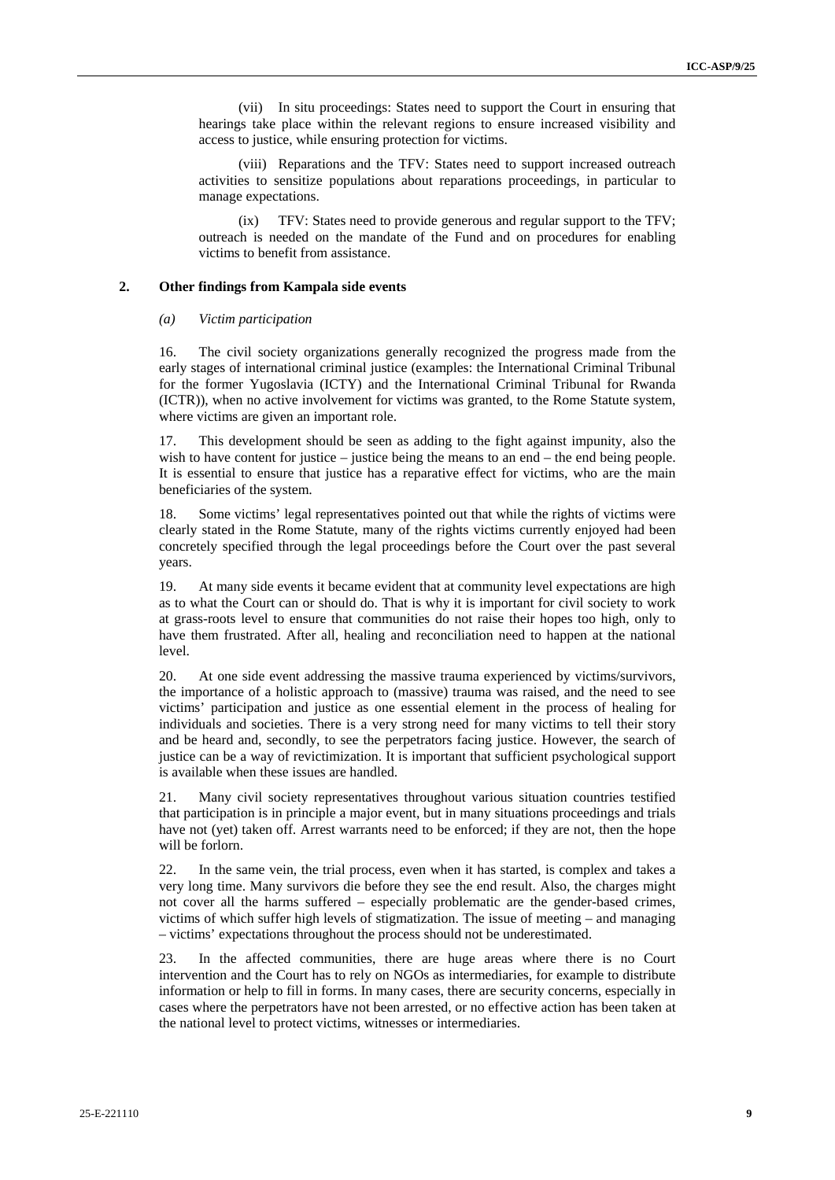(vii) In situ proceedings: States need to support the Court in ensuring that hearings take place within the relevant regions to ensure increased visibility and access to justice, while ensuring protection for victims.

(viii) Reparations and the TFV: States need to support increased outreach activities to sensitize populations about reparations proceedings, in particular to manage expectations.

(ix) TFV: States need to provide generous and regular support to the TFV; outreach is needed on the mandate of the Fund and on procedures for enabling victims to benefit from assistance.

### 2. Other findings from Kampala side events

#### *(a) Victim participation*

16. The civil society organizations generally recognized the progress made from the early stages of international criminal justice (examples: the International Criminal Tribunal for the former Yugoslavia (ICTY) and the International Criminal Tribunal for Rwanda (ICTR)), when no active involvement for victims was granted, to the Rome Statute system, where victims are given an important role.

17. This development should be seen as adding to the fight against impunity, also the wish to have content for justice – justice being the means to an end – the end being people. It is essential to ensure that justice has a reparative effect for victims, who are the main beneficiaries of the system.

18. Some victims' legal representatives pointed out that while the rights of victims were clearly stated in the Rome Statute, many of the rights victims currently enjoyed had been concretely specified through the legal proceedings before the Court over the past several years.

19. At many side events it became evident that at community level expectations are high as to what the Court can or should do. That is why it is important for civil society to work at grass-roots level to ensure that communities do not raise their hopes too high, only to have them frustrated. After all, healing and reconciliation need to happen at the national level.

20. At one side event addressing the massive trauma experienced by victims/survivors, the importance of a holistic approach to (massive) trauma was raised, and the need to see victims' participation and justice as one essential element in the process of healing for individuals and societies. There is a very strong need for many victims to tell their story and be heard and, secondly, to see the perpetrators facing justice. However, the search of justice can be a way of revictimization. It is important that sufficient psychological support is available when these issues are handled.

21. Many civil society representatives throughout various situation countries testified that participation is in principle a major event, but in many situations proceedings and trials have not (yet) taken off. Arrest warrants need to be enforced; if they are not, then the hope will be forlorn.

22. In the same vein, the trial process, even when it has started, is complex and takes a very long time. Many survivors die before they see the end result. Also, the charges might not cover all the harms suffered – especially problematic are the gender-based crimes, victims of which suffer high levels of stigmatization. The issue of meeting – and managing – victims' expectations throughout the process should not be underestimated.

23. In the affected communities, there are huge areas where there is no Court intervention and the Court has to rely on NGOs as intermediaries, for example to distribute information or help to fill in forms. In many cases, there are security concerns, especially in cases where the perpetrators have not been arrested, or no effective action has been taken at the national level to protect victims, witnesses or intermediaries.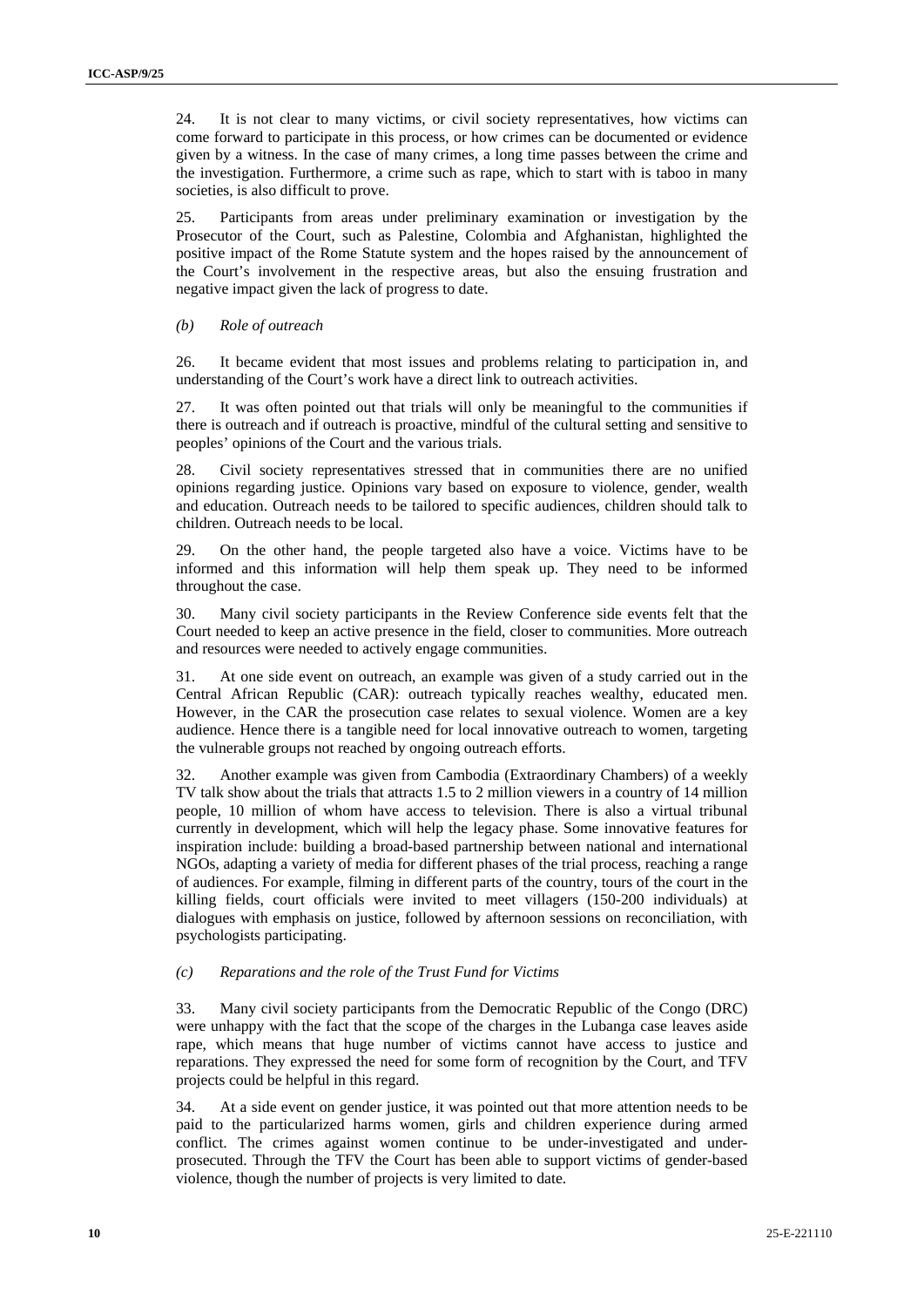24. It is not clear to many victims, or civil society representatives, how victims can come forward to participate in this process, or how crimes can be documented or evidence given by a witness. In the case of many crimes, a long time passes between the crime and the investigation. Furthermore, a crime such as rape, which to start with is taboo in many societies, is also difficult to prove.

25. Participants from areas under preliminary examination or investigation by the Prosecutor of the Court, such as Palestine, Colombia and Afghanistan, highlighted the positive impact of the Rome Statute system and the hopes raised by the announcement of the Court's involvement in the respective areas, but also the ensuing frustration and negative impact given the lack of progress to date.

*(b) Role of outreach*

26. It became evident that most issues and problems relating to participation in, and understanding of the Court's work have a direct link to outreach activities.

27. It was often pointed out that trials will only be meaningful to the communities if there is outreach and if outreach is proactive, mindful of the cultural setting and sensitive to peoples' opinions of the Court and the various trials.

28. Civil society representatives stressed that in communities there are no unified opinions regarding justice. Opinions vary based on exposure to violence, gender, wealth and education. Outreach needs to be tailored to specific audiences, children should talk to children. Outreach needs to be local.

29. On the other hand, the people targeted also have a voice. Victims have to be informed and this information will help them speak up. They need to be informed throughout the case.

30. Many civil society participants in the Review Conference side events felt that the Court needed to keep an active presence in the field, closer to communities. More outreach and resources were needed to actively engage communities.

31. At one side event on outreach, an example was given of a study carried out in the Central African Republic (CAR): outreach typically reaches wealthy, educated men. However, in the CAR the prosecution case relates to sexual violence. Women are a key audience. Hence there is a tangible need for local innovative outreach to women, targeting the vulnerable groups not reached by ongoing outreach efforts.

32. Another example was given from Cambodia (Extraordinary Chambers) of a weekly TV talk show about the trials that attracts 1.5 to 2 million viewers in a country of 14 million people, 10 million of whom have access to television. There is also a virtual tribunal currently in development, which will help the legacy phase. Some innovative features for inspiration include: building a broad-based partnership between national and international NGOs, adapting a variety of media for different phases of the trial process, reaching a range of audiences. For example, filming in different parts of the country, tours of the court in the killing fields, court officials were invited to meet villagers (150-200 individuals) at dialogues with emphasis on justice, followed by afternoon sessions on reconciliation, with psychologists participating.

*(c) Reparations and the role of the Trust Fund for Victims*

33. Many civil society participants from the Democratic Republic of the Congo (DRC) were unhappy with the fact that the scope of the charges in the Lubanga case leaves aside rape, which means that huge number of victims cannot have access to justice and reparations. They expressed the need for some form of recognition by the Court, and TFV projects could be helpful in this regard.

34. At a side event on gender justice, it was pointed out that more attention needs to be paid to the particularized harms women, girls and children experience during armed conflict. The crimes against women continue to be under-investigated and under-prosecuted. Through the TFV the Court has been able to support victims of gender-based violence, though the number of projects is very limited to date.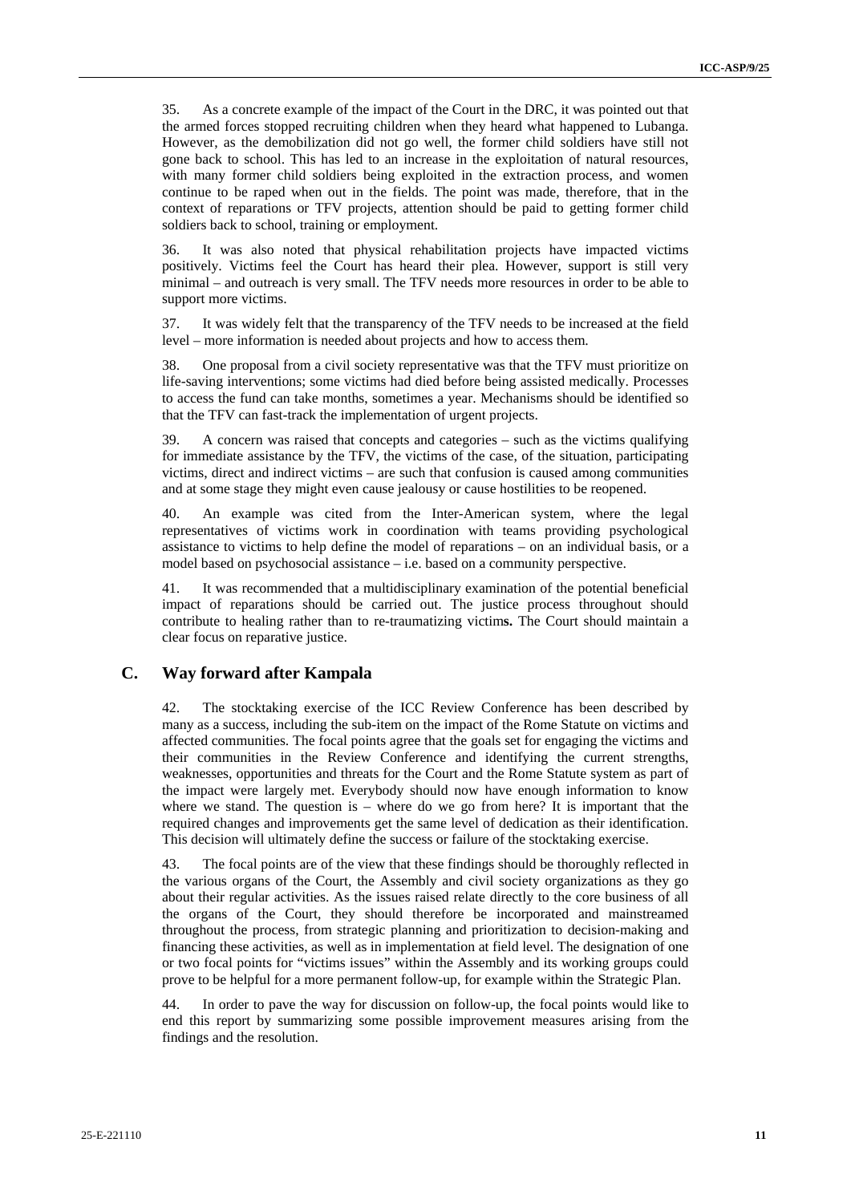35. As a concrete example of the impact of the Court in the DRC, it was pointed out that the armed forces stopped recruiting children when they heard what happened to Lubanga. However, as the demobilization did not go well, the former child soldiers have still not gone back to school. This has led to an increase in the exploitation of natural resources, with many former child soldiers being exploited in the extraction process, and women continue to be raped when out in the fields. The point was made, therefore, that in the context of reparations or TFV projects, attention should be paid to getting former child soldiers back to school, training or employment.

36. It was also noted that physical rehabilitation projects have impacted victims positively. Victims feel the Court has heard their plea. However, support is still very minimal – and outreach is very small. The TFV needs more resources in order to be able to support more victims.

37. It was widely felt that the transparency of the TFV needs to be increased at the field level – more information is needed about projects and how to access them.

38. One proposal from a civil society representative was that the TFV must prioritize on life-saving interventions; some victims had died before being assisted medically. Processes to access the fund can take months, sometimes a year. Mechanisms should be identified so that the TFV can fast-track the implementation of urgent projects.

39. A concern was raised that concepts and categories – such as the victims qualifying for immediate assistance by the TFV, the victims of the case, of the situation, participating victims, direct and indirect victims – are such that confusion is caused among communities and at some stage they might even cause jealousy or cause hostilities to be reopened.

40. An example was cited from the Inter-American system, where the legal representatives of victims work in coordination with teams providing psychological assistance to victims to help define the model of reparations – on an individual basis, or a model based on psychosocial assistance – i.e. based on a community perspective.

41. It was recommended that a multidisciplinary examination of the potential beneficial impact of reparations should be carried out. The justice process throughout should contribute to healing rather than to re-traumatizing victims. The Court should maintain a clear focus on reparative justice.

## C. Way forward after Kampala

42. The stocktaking exercise of the ICC Review Conference has been described by many as a success, including the sub-item on the impact of the Rome Statute on victims and affected communities. The focal points agree that the goals set for engaging the victims and their communities in the Review Conference and identifying the current strengths, weaknesses, opportunities and threats for the Court and the Rome Statute system as part of the impact were largely met. Everybody should now have enough information to know where we stand. The question is – where do we go from here? It is important that the required changes and improvements get the same level of dedication as their identification. This decision will ultimately define the success or failure of the stocktaking exercise.

43. The focal points are of the view that these findings should be thoroughly reflected in the various organs of the Court, the Assembly and civil society organizations as they go about their regular activities. As the issues raised relate directly to the core business of all the organs of the Court, they should therefore be incorporated and mainstreamed throughout the process, from strategic planning and prioritization to decision-making and financing these activities, as well as in implementation at field level. The designation of one or two focal points for "victims issues" within the Assembly and its working groups could prove to be helpful for a more permanent follow-up, for example within the Strategic Plan.

44. In order to pave the way for discussion on follow-up, the focal points would like to end this report by summarizing some possible improvement measures arising from the findings and the resolution.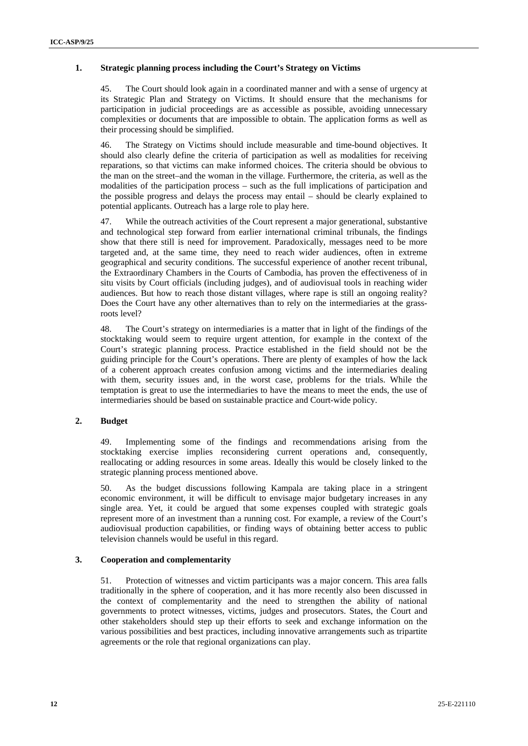## 1. Strategic planning process including the Court's Strategy on Victims

45. The Court should look again in a coordinated manner and with a sense of urgency at its Strategic Plan and Strategy on Victims. It should ensure that the mechanisms for participation in judicial proceedings are as accessible as possible, avoiding unnecessary complexities or documents that are impossible to obtain. The application forms as well as their processing should be simplified.

46. The Strategy on Victims should include measurable and time-bound objectives. It should also clearly define the criteria of participation as well as modalities for receiving reparations, so that victims can make informed choices. The criteria should be obvious to the man on the street–and the woman in the village. Furthermore, the criteria, as well as the modalities of the participation process – such as the full implications of participation and the possible progress and delays the process may entail – should be clearly explained to potential applicants. Outreach has a large role to play here.

47. While the outreach activities of the Court represent a major generational, substantive and technological step forward from earlier international criminal tribunals, the findings show that there still is need for improvement. Paradoxically, messages need to be more targeted and, at the same time, they need to reach wider audiences, often in extreme geographical and security conditions. The successful experience of another recent tribunal, the Extraordinary Chambers in the Courts of Cambodia, has proven the effectiveness of in situ visits by Court officials (including judges), and of audiovisual tools in reaching wider audiences. But how to reach those distant villages, where rape is still an ongoing reality? Does the Court have any other alternatives than to rely on the intermediaries at the grass-roots level?

48. The Court's strategy on intermediaries is a matter that in light of the findings of the stocktaking would seem to require urgent attention, for example in the context of the Court's strategic planning process. Practice established in the field should not be the guiding principle for the Court's operations. There are plenty of examples of how the lack of a coherent approach creates confusion among victims and the intermediaries dealing with them, security issues and, in the worst case, problems for the trials. While the temptation is great to use the intermediaries to have the means to meet the ends, the use of intermediaries should be based on sustainable practice and Court-wide policy.

## 2. Budget

49. Implementing some of the findings and recommendations arising from the stocktaking exercise implies reconsidering current operations and, consequently, reallocating or adding resources in some areas. Ideally this would be closely linked to the strategic planning process mentioned above.

50. As the budget discussions following Kampala are taking place in a stringent economic environment, it will be difficult to envisage major budgetary increases in any single area. Yet, it could be argued that some expenses coupled with strategic goals represent more of an investment than a running cost. For example, a review of the Court's audiovisual production capabilities, or finding ways of obtaining better access to public television channels would be useful in this regard.

## 3. Cooperation and complementarity

51. Protection of witnesses and victim participants was a major concern. This area falls traditionally in the sphere of cooperation, and it has more recently also been discussed in the context of complementarity and the need to strengthen the ability of national governments to protect witnesses, victims, judges and prosecutors. States, the Court and other stakeholders should step up their efforts to seek and exchange information on the various possibilities and best practices, including innovative arrangements such as tripartite agreements or the role that regional organizations can play.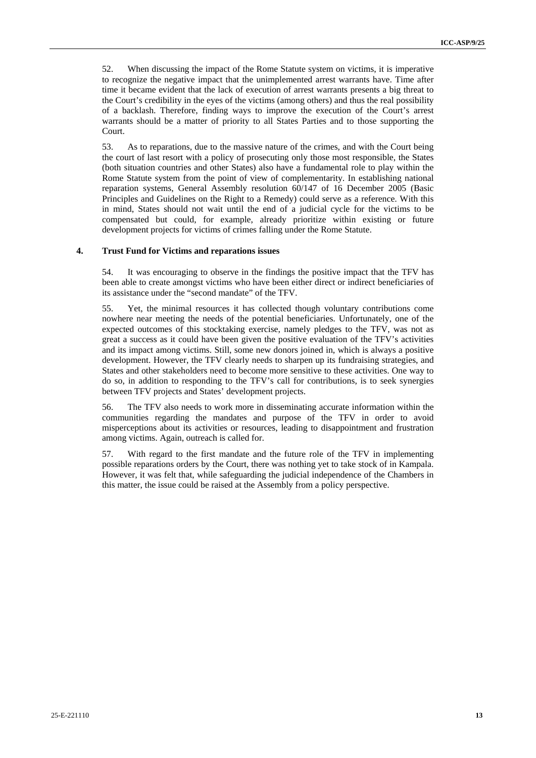52. When discussing the impact of the Rome Statute system on victims, it is imperative to recognize the negative impact that the unimplemented arrest warrants have. Time after time it became evident that the lack of execution of arrest warrants presents a big threat to the Court's credibility in the eyes of the victims (among others) and thus the real possibility of a backlash. Therefore, finding ways to improve the execution of the Court's arrest warrants should be a matter of priority to all States Parties and to those supporting the Court.

53. As to reparations, due to the massive nature of the crimes, and with the Court being the court of last resort with a policy of prosecuting only those most responsible, the States (both situation countries and other States) also have a fundamental role to play within the Rome Statute system from the point of view of complementarity. In establishing national reparation systems, General Assembly resolution 60/147 of 16 December 2005 (Basic Principles and Guidelines on the Right to a Remedy) could serve as a reference. With this in mind, States should not wait until the end of a judicial cycle for the victims to be compensated but could, for example, already prioritize within existing or future development projects for victims of crimes falling under the Rome Statute.

### 4. Trust Fund for Victims and reparations issues

54. It was encouraging to observe in the findings the positive impact that the TFV has been able to create amongst victims who have been either direct or indirect beneficiaries of its assistance under the "second mandate" of the TFV.

55. Yet, the minimal resources it has collected though voluntary contributions come nowhere near meeting the needs of the potential beneficiaries. Unfortunately, one of the expected outcomes of this stocktaking exercise, namely pledges to the TFV, was not as great a success as it could have been given the positive evaluation of the TFV's activities and its impact among victims. Still, some new donors joined in, which is always a positive development. However, the TFV clearly needs to sharpen up its fundraising strategies, and States and other stakeholders need to become more sensitive to these activities. One way to do so, in addition to responding to the TFV's call for contributions, is to seek synergies between TFV projects and States' development projects.

56. The TFV also needs to work more in disseminating accurate information within the communities regarding the mandates and purpose of the TFV in order to avoid misperceptions about its activities or resources, leading to disappointment and frustration among victims. Again, outreach is called for.

57. With regard to the first mandate and the future role of the TFV in implementing possible reparations orders by the Court, there was nothing yet to take stock of in Kampala. However, it was felt that, while safeguarding the judicial independence of the Chambers in this matter, the issue could be raised at the Assembly from a policy perspective.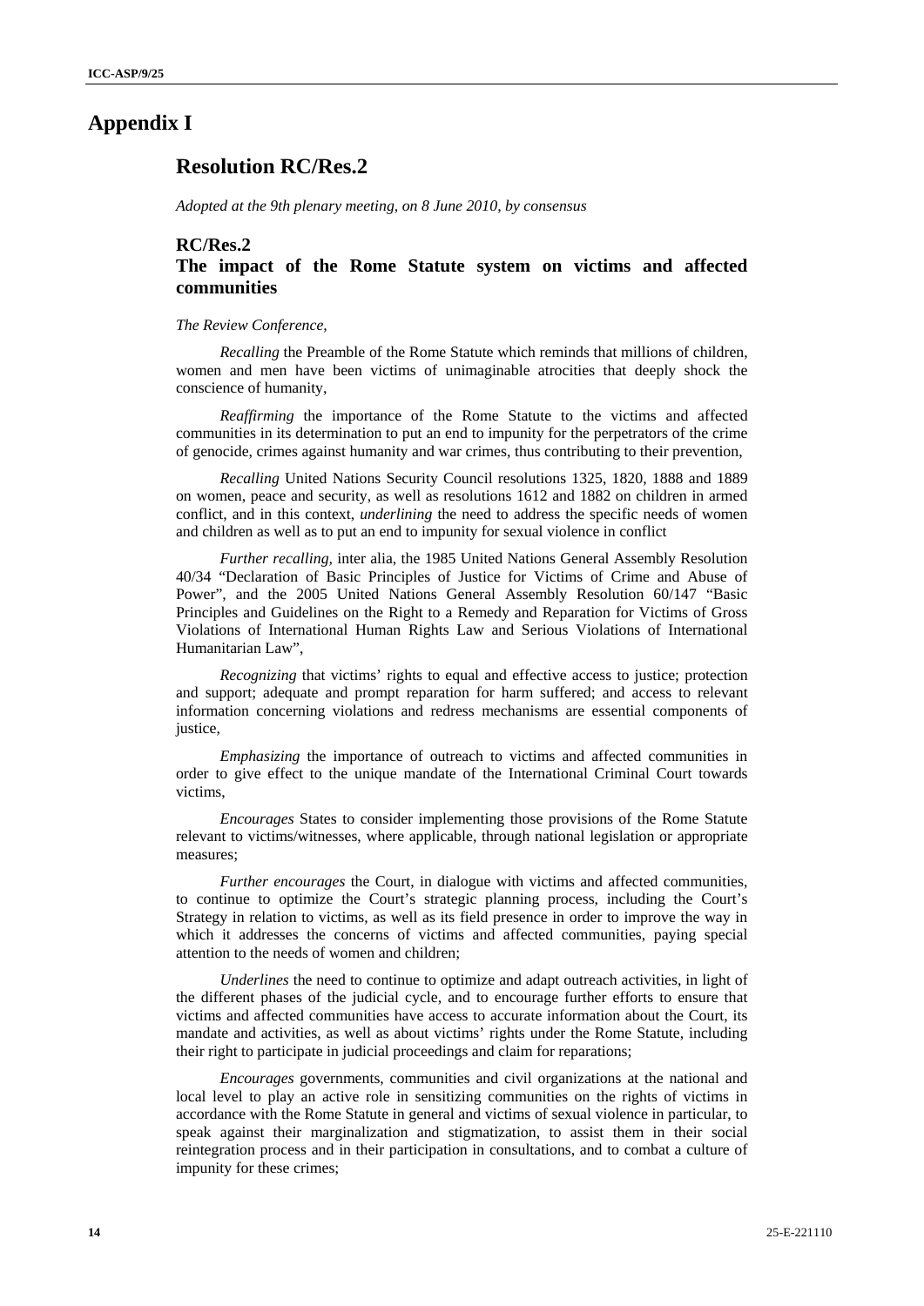# Appendix I

## Resolution RC/Res.2

*Adopted at the 9th plenary meeting, on 8 June 2010, by consensus*

### RC/Res.2
### The impact of the Rome Statute system on victims and affected communities

*The Review Conference,*

*Recalling* the Preamble of the Rome Statute which reminds that millions of children, women and men have been victims of unimaginable atrocities that deeply shock the conscience of humanity,

*Reaffirming* the importance of the Rome Statute to the victims and affected communities in its determination to put an end to impunity for the perpetrators of the crime of genocide, crimes against humanity and war crimes, thus contributing to their prevention,

*Recalling* United Nations Security Council resolutions 1325, 1820, 1888 and 1889 on women, peace and security, as well as resolutions 1612 and 1882 on children in armed conflict, and in this context, *underlining* the need to address the specific needs of women and children as well as to put an end to impunity for sexual violence in conflict

*Further recalling,* inter alia, the 1985 United Nations General Assembly Resolution 40/34 "Declaration of Basic Principles of Justice for Victims of Crime and Abuse of Power", and the 2005 United Nations General Assembly Resolution 60/147 "Basic Principles and Guidelines on the Right to a Remedy and Reparation for Victims of Gross Violations of International Human Rights Law and Serious Violations of International Humanitarian Law",

*Recognizing* that victims' rights to equal and effective access to justice; protection and support; adequate and prompt reparation for harm suffered; and access to relevant information concerning violations and redress mechanisms are essential components of justice,

*Emphasizing* the importance of outreach to victims and affected communities in order to give effect to the unique mandate of the International Criminal Court towards victims,

*Encourages* States to consider implementing those provisions of the Rome Statute relevant to victims/witnesses, where applicable, through national legislation or appropriate measures;

*Further encourages* the Court, in dialogue with victims and affected communities, to continue to optimize the Court's strategic planning process, including the Court's Strategy in relation to victims, as well as its field presence in order to improve the way in which it addresses the concerns of victims and affected communities, paying special attention to the needs of women and children;

*Underlines* the need to continue to optimize and adapt outreach activities, in light of the different phases of the judicial cycle, and to encourage further efforts to ensure that victims and affected communities have access to accurate information about the Court, its mandate and activities, as well as about victims' rights under the Rome Statute, including their right to participate in judicial proceedings and claim for reparations;

*Encourages* governments, communities and civil organizations at the national and local level to play an active role in sensitizing communities on the rights of victims in accordance with the Rome Statute in general and victims of sexual violence in particular, to speak against their marginalization and stigmatization, to assist them in their social reintegration process and in their participation in consultations, and to combat a culture of impunity for these crimes;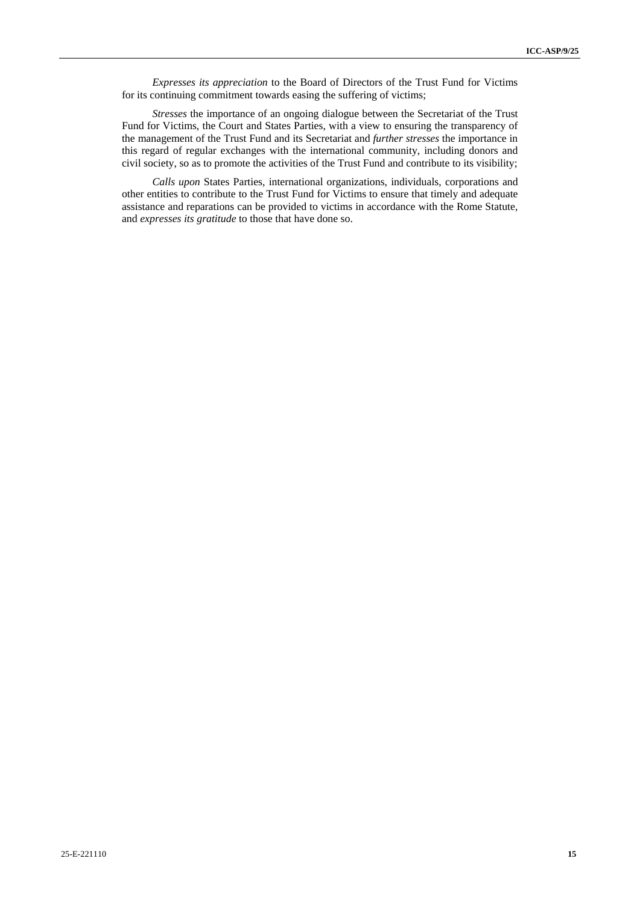*Expresses its appreciation* to the Board of Directors of the Trust Fund for Victims for its continuing commitment towards easing the suffering of victims;

*Stresses* the importance of an ongoing dialogue between the Secretariat of the Trust Fund for Victims, the Court and States Parties, with a view to ensuring the transparency of the management of the Trust Fund and its Secretariat and *further stresses* the importance in this regard of regular exchanges with the international community, including donors and civil society, so as to promote the activities of the Trust Fund and contribute to its visibility;

*Calls upon* States Parties, international organizations, individuals, corporations and other entities to contribute to the Trust Fund for Victims to ensure that timely and adequate assistance and reparations can be provided to victims in accordance with the Rome Statute, and *expresses its gratitude* to those that have done so.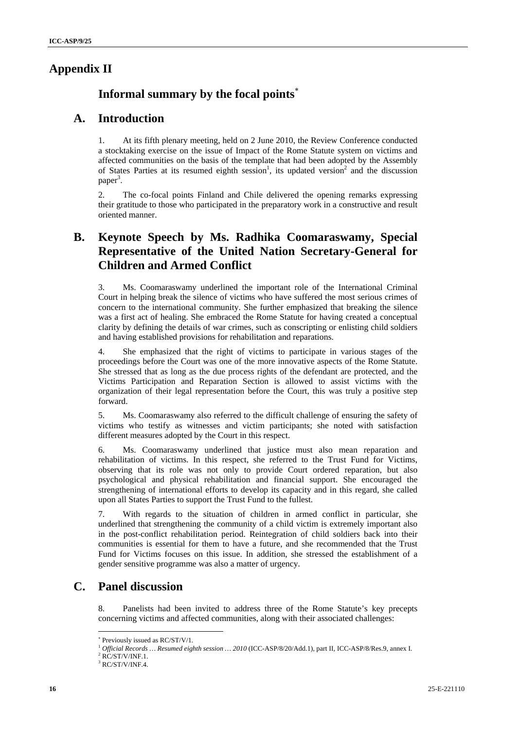# Appendix II

## Informal summary by the focal points[*]

## A. Introduction

1. At its fifth plenary meeting, held on 2 June 2010, the Review Conference conducted a stocktaking exercise on the issue of Impact of the Rome Statute system on victims and affected communities on the basis of the template that had been adopted by the Assembly of States Parties at its resumed eighth session[1], its updated version[2] and the discussion paper[3].

2. The co-focal points Finland and Chile delivered the opening remarks expressing their gratitude to those who participated in the preparatory work in a constructive and result oriented manner.

## B. Keynote Speech by Ms. Radhika Coomaraswamy, Special Representative of the United Nation Secretary-General for Children and Armed Conflict

3. Ms. Coomaraswamy underlined the important role of the International Criminal Court in helping break the silence of victims who have suffered the most serious crimes of concern to the international community. She further emphasized that breaking the silence was a first act of healing. She embraced the Rome Statute for having created a conceptual clarity by defining the details of war crimes, such as conscripting or enlisting child soldiers and having established provisions for rehabilitation and reparations.

4. She emphasized that the right of victims to participate in various stages of the proceedings before the Court was one of the more innovative aspects of the Rome Statute. She stressed that as long as the due process rights of the defendant are protected, and the Victims Participation and Reparation Section is allowed to assist victims with the organization of their legal representation before the Court, this was truly a positive step forward.

5. Ms. Coomaraswamy also referred to the difficult challenge of ensuring the safety of victims who testify as witnesses and victim participants; she noted with satisfaction different measures adopted by the Court in this respect.

6. Ms. Coomaraswamy underlined that justice must also mean reparation and rehabilitation of victims. In this respect, she referred to the Trust Fund for Victims, observing that its role was not only to provide Court ordered reparation, but also psychological and physical rehabilitation and financial support. She encouraged the strengthening of international efforts to develop its capacity and in this regard, she called upon all States Parties to support the Trust Fund to the fullest.

7. With regards to the situation of children in armed conflict in particular, she underlined that strengthening the community of a child victim is extremely important also in the post-conflict rehabilitation period. Reintegration of child soldiers back into their communities is essential for them to have a future, and she recommended that the Trust Fund for Victims focuses on this issue. In addition, she stressed the establishment of a gender sensitive programme was also a matter of urgency.

## C. Panel discussion

8. Panelists had been invited to address three of the Rome Statute's key precepts concerning victims and affected communities, along with their associated challenges:

---

[*] Previously issued as RC/ST/V/1.

[1] *Official Records … Resumed eighth session … 2010* (ICC-ASP/8/20/Add.1), part II, ICC-ASP/8/Res.9, annex I.

[2] RC/ST/V/INF.1.

[3] RC/ST/V/INF.4.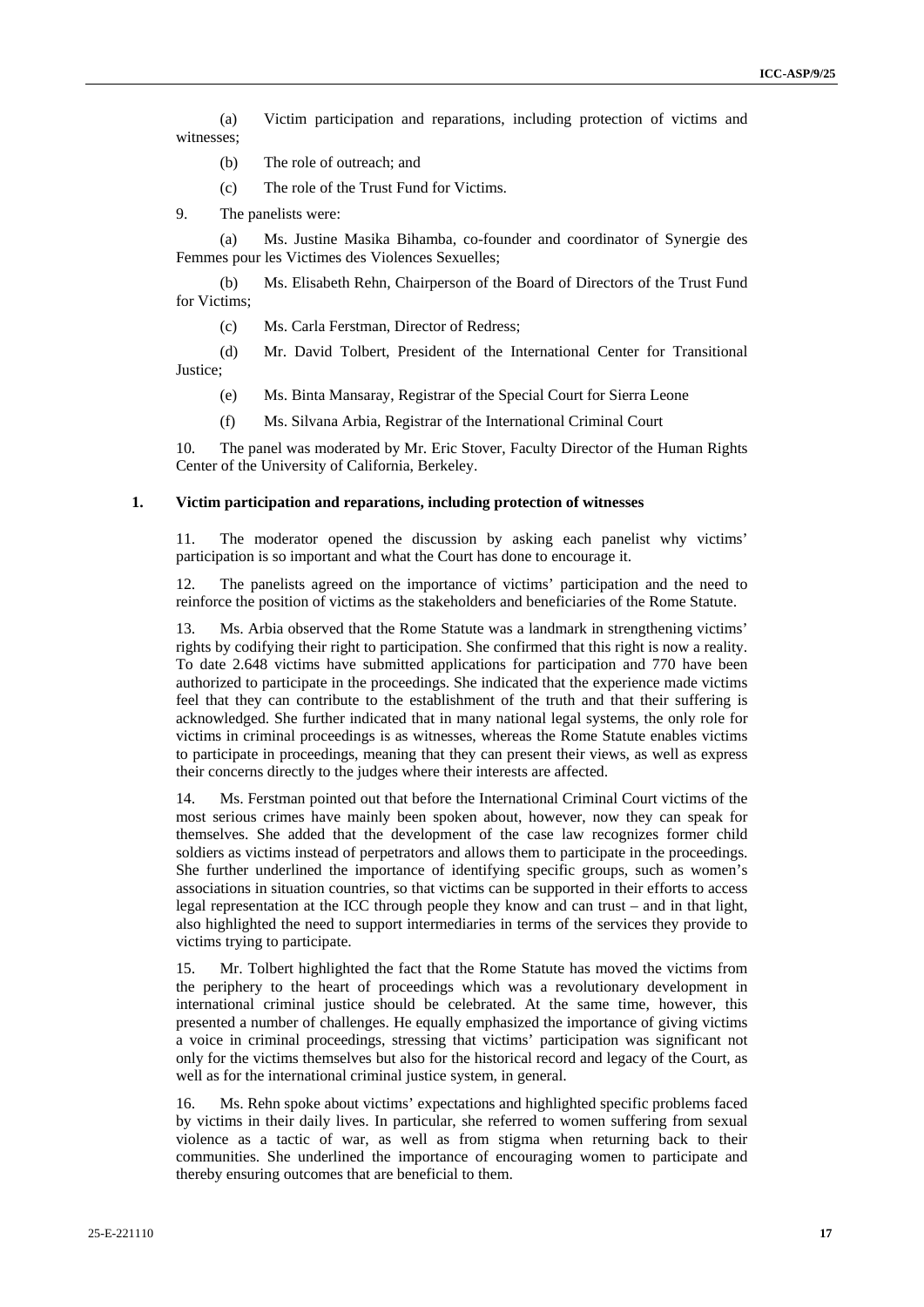(a) Victim participation and reparations, including protection of victims and witnesses;

(b) The role of outreach; and

(c) The role of the Trust Fund for Victims.

9. The panelists were:

(a) Ms. Justine Masika Bihamba, co-founder and coordinator of Synergie des Femmes pour les Victimes des Violences Sexuelles;

(b) Ms. Elisabeth Rehn, Chairperson of the Board of Directors of the Trust Fund for Victims;

(c) Ms. Carla Ferstman, Director of Redress;

(d) Mr. David Tolbert, President of the International Center for Transitional Justice;

(e) Ms. Binta Mansaray, Registrar of the Special Court for Sierra Leone

(f) Ms. Silvana Arbia, Registrar of the International Criminal Court

10. The panel was moderated by Mr. Eric Stover, Faculty Director of the Human Rights Center of the University of California, Berkeley.

### 1. Victim participation and reparations, including protection of witnesses

11. The moderator opened the discussion by asking each panelist why victims' participation is so important and what the Court has done to encourage it.

12. The panelists agreed on the importance of victims' participation and the need to reinforce the position of victims as the stakeholders and beneficiaries of the Rome Statute.

13. Ms. Arbia observed that the Rome Statute was a landmark in strengthening victims' rights by codifying their right to participation. She confirmed that this right is now a reality. To date 2.648 victims have submitted applications for participation and 770 have been authorized to participate in the proceedings. She indicated that the experience made victims feel that they can contribute to the establishment of the truth and that their suffering is acknowledged. She further indicated that in many national legal systems, the only role for victims in criminal proceedings is as witnesses, whereas the Rome Statute enables victims to participate in proceedings, meaning that they can present their views, as well as express their concerns directly to the judges where their interests are affected.

14. Ms. Ferstman pointed out that before the International Criminal Court victims of the most serious crimes have mainly been spoken about, however, now they can speak for themselves. She added that the development of the case law recognizes former child soldiers as victims instead of perpetrators and allows them to participate in the proceedings. She further underlined the importance of identifying specific groups, such as women's associations in situation countries, so that victims can be supported in their efforts to access legal representation at the ICC through people they know and can trust – and in that light, also highlighted the need to support intermediaries in terms of the services they provide to victims trying to participate.

15. Mr. Tolbert highlighted the fact that the Rome Statute has moved the victims from the periphery to the heart of proceedings which was a revolutionary development in international criminal justice should be celebrated. At the same time, however, this presented a number of challenges. He equally emphasized the importance of giving victims a voice in criminal proceedings, stressing that victims' participation was significant not only for the victims themselves but also for the historical record and legacy of the Court, as well as for the international criminal justice system, in general.

16. Ms. Rehn spoke about victims' expectations and highlighted specific problems faced by victims in their daily lives. In particular, she referred to women suffering from sexual violence as a tactic of war, as well as from stigma when returning back to their communities. She underlined the importance of encouraging women to participate and thereby ensuring outcomes that are beneficial to them.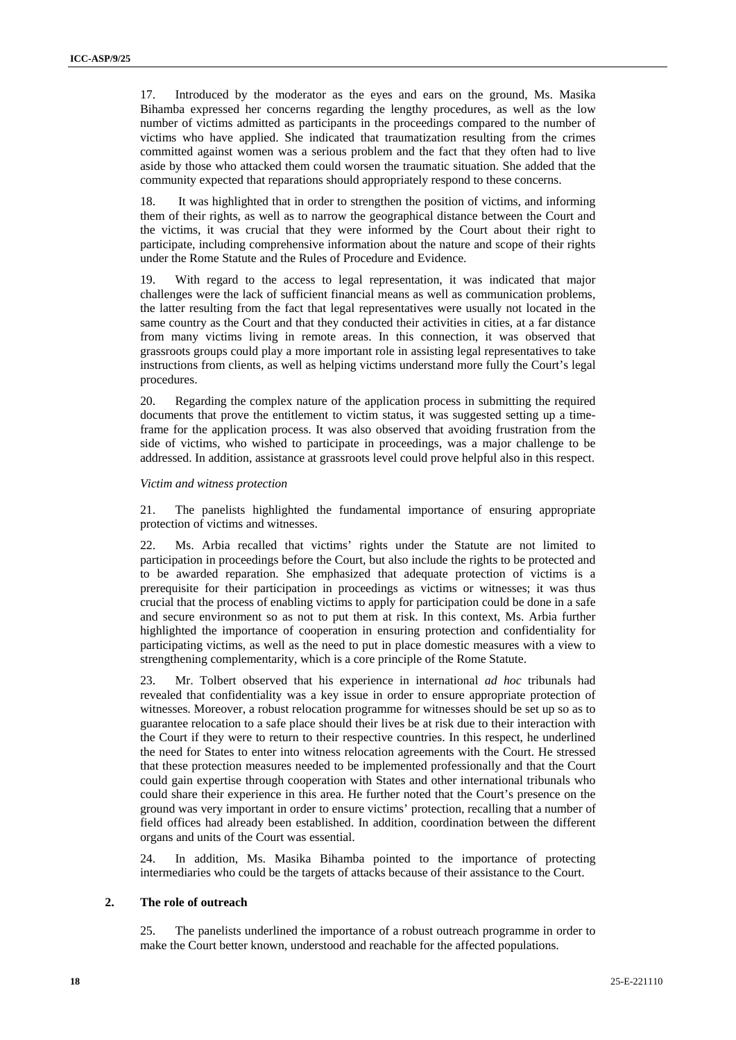17. Introduced by the moderator as the eyes and ears on the ground, Ms. Masika Bihamba expressed her concerns regarding the lengthy procedures, as well as the low number of victims admitted as participants in the proceedings compared to the number of victims who have applied. She indicated that traumatization resulting from the crimes committed against women was a serious problem and the fact that they often had to live aside by those who attacked them could worsen the traumatic situation. She added that the community expected that reparations should appropriately respond to these concerns.

18. It was highlighted that in order to strengthen the position of victims, and informing them of their rights, as well as to narrow the geographical distance between the Court and the victims, it was crucial that they were informed by the Court about their right to participate, including comprehensive information about the nature and scope of their rights under the Rome Statute and the Rules of Procedure and Evidence.

19. With regard to the access to legal representation, it was indicated that major challenges were the lack of sufficient financial means as well as communication problems, the latter resulting from the fact that legal representatives were usually not located in the same country as the Court and that they conducted their activities in cities, at a far distance from many victims living in remote areas. In this connection, it was observed that grassroots groups could play a more important role in assisting legal representatives to take instructions from clients, as well as helping victims understand more fully the Court's legal procedures.

20. Regarding the complex nature of the application process in submitting the required documents that prove the entitlement to victim status, it was suggested setting up a time-frame for the application process. It was also observed that avoiding frustration from the side of victims, who wished to participate in proceedings, was a major challenge to be addressed. In addition, assistance at grassroots level could prove helpful also in this respect.

*Victim and witness protection*

21. The panelists highlighted the fundamental importance of ensuring appropriate protection of victims and witnesses.

22. Ms. Arbia recalled that victims' rights under the Statute are not limited to participation in proceedings before the Court, but also include the rights to be protected and to be awarded reparation. She emphasized that adequate protection of victims is a prerequisite for their participation in proceedings as victims or witnesses; it was thus crucial that the process of enabling victims to apply for participation could be done in a safe and secure environment so as not to put them at risk. In this context, Ms. Arbia further highlighted the importance of cooperation in ensuring protection and confidentiality for participating victims, as well as the need to put in place domestic measures with a view to strengthening complementarity, which is a core principle of the Rome Statute.

23. Mr. Tolbert observed that his experience in international *ad hoc* tribunals had revealed that confidentiality was a key issue in order to ensure appropriate protection of witnesses. Moreover, a robust relocation programme for witnesses should be set up so as to guarantee relocation to a safe place should their lives be at risk due to their interaction with the Court if they were to return to their respective countries. In this respect, he underlined the need for States to enter into witness relocation agreements with the Court. He stressed that these protection measures needed to be implemented professionally and that the Court could gain expertise through cooperation with States and other international tribunals who could share their experience in this area. He further noted that the Court's presence on the ground was very important in order to ensure victims' protection, recalling that a number of field offices had already been established. In addition, coordination between the different organs and units of the Court was essential.

24. In addition, Ms. Masika Bihamba pointed to the importance of protecting intermediaries who could be the targets of attacks because of their assistance to the Court.

### 2. The role of outreach

25. The panelists underlined the importance of a robust outreach programme in order to make the Court better known, understood and reachable for the affected populations.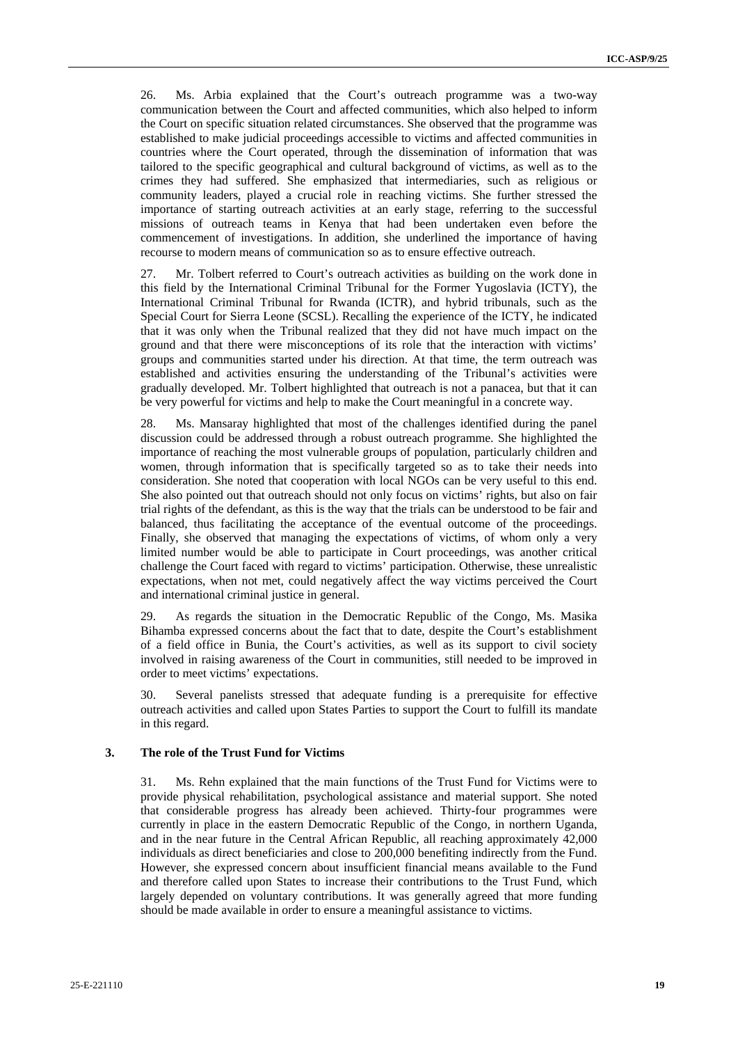26. Ms. Arbia explained that the Court's outreach programme was a two-way communication between the Court and affected communities, which also helped to inform the Court on specific situation related circumstances. She observed that the programme was established to make judicial proceedings accessible to victims and affected communities in countries where the Court operated, through the dissemination of information that was tailored to the specific geographical and cultural background of victims, as well as to the crimes they had suffered. She emphasized that intermediaries, such as religious or community leaders, played a crucial role in reaching victims. She further stressed the importance of starting outreach activities at an early stage, referring to the successful missions of outreach teams in Kenya that had been undertaken even before the commencement of investigations. In addition, she underlined the importance of having recourse to modern means of communication so as to ensure effective outreach.

27. Mr. Tolbert referred to Court's outreach activities as building on the work done in this field by the International Criminal Tribunal for the Former Yugoslavia (ICTY), the International Criminal Tribunal for Rwanda (ICTR), and hybrid tribunals, such as the Special Court for Sierra Leone (SCSL). Recalling the experience of the ICTY, he indicated that it was only when the Tribunal realized that they did not have much impact on the ground and that there were misconceptions of its role that the interaction with victims' groups and communities started under his direction. At that time, the term outreach was established and activities ensuring the understanding of the Tribunal's activities were gradually developed. Mr. Tolbert highlighted that outreach is not a panacea, but that it can be very powerful for victims and help to make the Court meaningful in a concrete way.

28. Ms. Mansaray highlighted that most of the challenges identified during the panel discussion could be addressed through a robust outreach programme. She highlighted the importance of reaching the most vulnerable groups of population, particularly children and women, through information that is specifically targeted so as to take their needs into consideration. She noted that cooperation with local NGOs can be very useful to this end. She also pointed out that outreach should not only focus on victims' rights, but also on fair trial rights of the defendant, as this is the way that the trials can be understood to be fair and balanced, thus facilitating the acceptance of the eventual outcome of the proceedings. Finally, she observed that managing the expectations of victims, of whom only a very limited number would be able to participate in Court proceedings, was another critical challenge the Court faced with regard to victims' participation. Otherwise, these unrealistic expectations, when not met, could negatively affect the way victims perceived the Court and international criminal justice in general.

29. As regards the situation in the Democratic Republic of the Congo, Ms. Masika Bihamba expressed concerns about the fact that to date, despite the Court's establishment of a field office in Bunia, the Court's activities, as well as its support to civil society involved in raising awareness of the Court in communities, still needed to be improved in order to meet victims' expectations.

30. Several panelists stressed that adequate funding is a prerequisite for effective outreach activities and called upon States Parties to support the Court to fulfill its mandate in this regard.

### 3. The role of the Trust Fund for Victims

31. Ms. Rehn explained that the main functions of the Trust Fund for Victims were to provide physical rehabilitation, psychological assistance and material support. She noted that considerable progress has already been achieved. Thirty-four programmes were currently in place in the eastern Democratic Republic of the Congo, in northern Uganda, and in the near future in the Central African Republic, all reaching approximately 42,000 individuals as direct beneficiaries and close to 200,000 benefiting indirectly from the Fund. However, she expressed concern about insufficient financial means available to the Fund and therefore called upon States to increase their contributions to the Trust Fund, which largely depended on voluntary contributions. It was generally agreed that more funding should be made available in order to ensure a meaningful assistance to victims.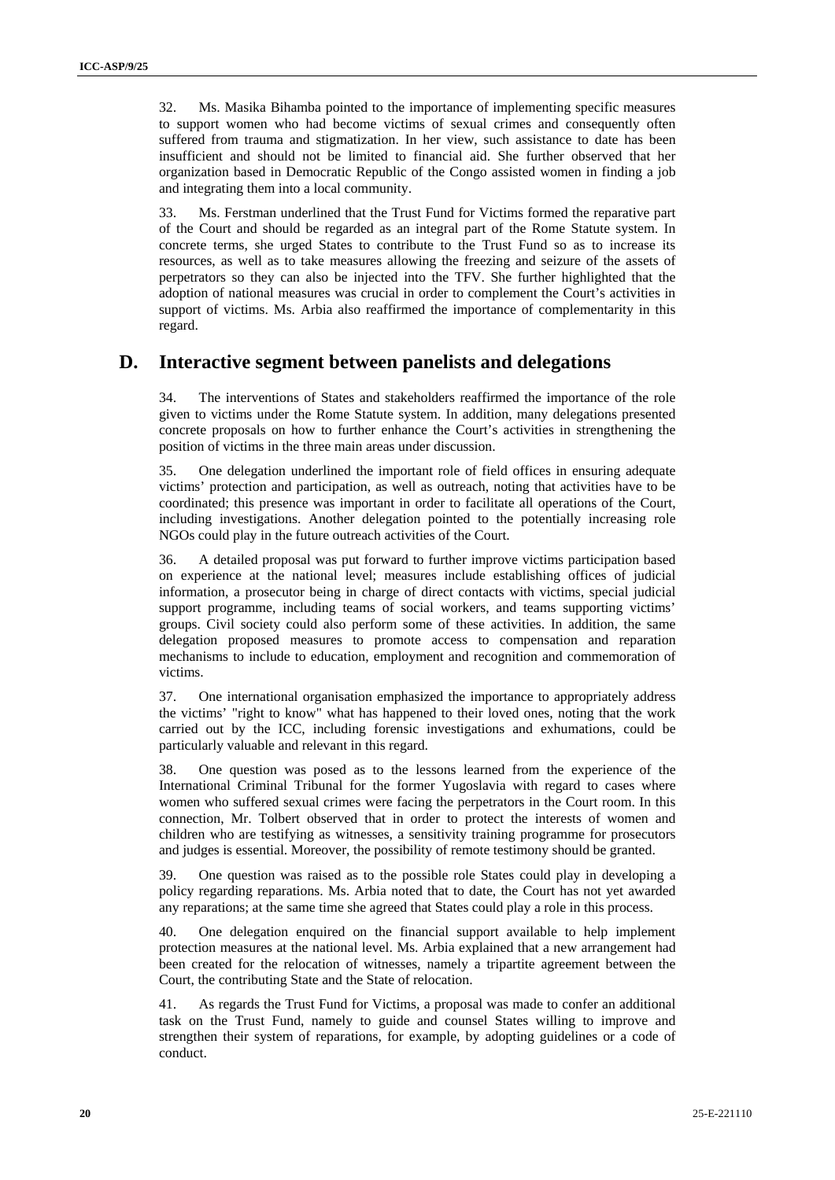32. Ms. Masika Bihamba pointed to the importance of implementing specific measures to support women who had become victims of sexual crimes and consequently often suffered from trauma and stigmatization. In her view, such assistance to date has been insufficient and should not be limited to financial aid. She further observed that her organization based in Democratic Republic of the Congo assisted women in finding a job and integrating them into a local community.

33. Ms. Ferstman underlined that the Trust Fund for Victims formed the reparative part of the Court and should be regarded as an integral part of the Rome Statute system. In concrete terms, she urged States to contribute to the Trust Fund so as to increase its resources, as well as to take measures allowing the freezing and seizure of the assets of perpetrators so they can also be injected into the TFV. She further highlighted that the adoption of national measures was crucial in order to complement the Court's activities in support of victims. Ms. Arbia also reaffirmed the importance of complementarity in this regard.

## D. Interactive segment between panelists and delegations

34. The interventions of States and stakeholders reaffirmed the importance of the role given to victims under the Rome Statute system. In addition, many delegations presented concrete proposals on how to further enhance the Court's activities in strengthening the position of victims in the three main areas under discussion.

35. One delegation underlined the important role of field offices in ensuring adequate victims' protection and participation, as well as outreach, noting that activities have to be coordinated; this presence was important in order to facilitate all operations of the Court, including investigations. Another delegation pointed to the potentially increasing role NGOs could play in the future outreach activities of the Court.

36. A detailed proposal was put forward to further improve victims participation based on experience at the national level; measures include establishing offices of judicial information, a prosecutor being in charge of direct contacts with victims, special judicial support programme, including teams of social workers, and teams supporting victims' groups. Civil society could also perform some of these activities. In addition, the same delegation proposed measures to promote access to compensation and reparation mechanisms to include to education, employment and recognition and commemoration of victims.

37. One international organisation emphasized the importance to appropriately address the victims' "right to know" what has happened to their loved ones, noting that the work carried out by the ICC, including forensic investigations and exhumations, could be particularly valuable and relevant in this regard.

38. One question was posed as to the lessons learned from the experience of the International Criminal Tribunal for the former Yugoslavia with regard to cases where women who suffered sexual crimes were facing the perpetrators in the Court room. In this connection, Mr. Tolbert observed that in order to protect the interests of women and children who are testifying as witnesses, a sensitivity training programme for prosecutors and judges is essential. Moreover, the possibility of remote testimony should be granted.

39. One question was raised as to the possible role States could play in developing a policy regarding reparations. Ms. Arbia noted that to date, the Court has not yet awarded any reparations; at the same time she agreed that States could play a role in this process.

40. One delegation enquired on the financial support available to help implement protection measures at the national level. Ms. Arbia explained that a new arrangement had been created for the relocation of witnesses, namely a tripartite agreement between the Court, the contributing State and the State of relocation.

41. As regards the Trust Fund for Victims, a proposal was made to confer an additional task on the Trust Fund, namely to guide and counsel States willing to improve and strengthen their system of reparations, for example, by adopting guidelines or a code of conduct.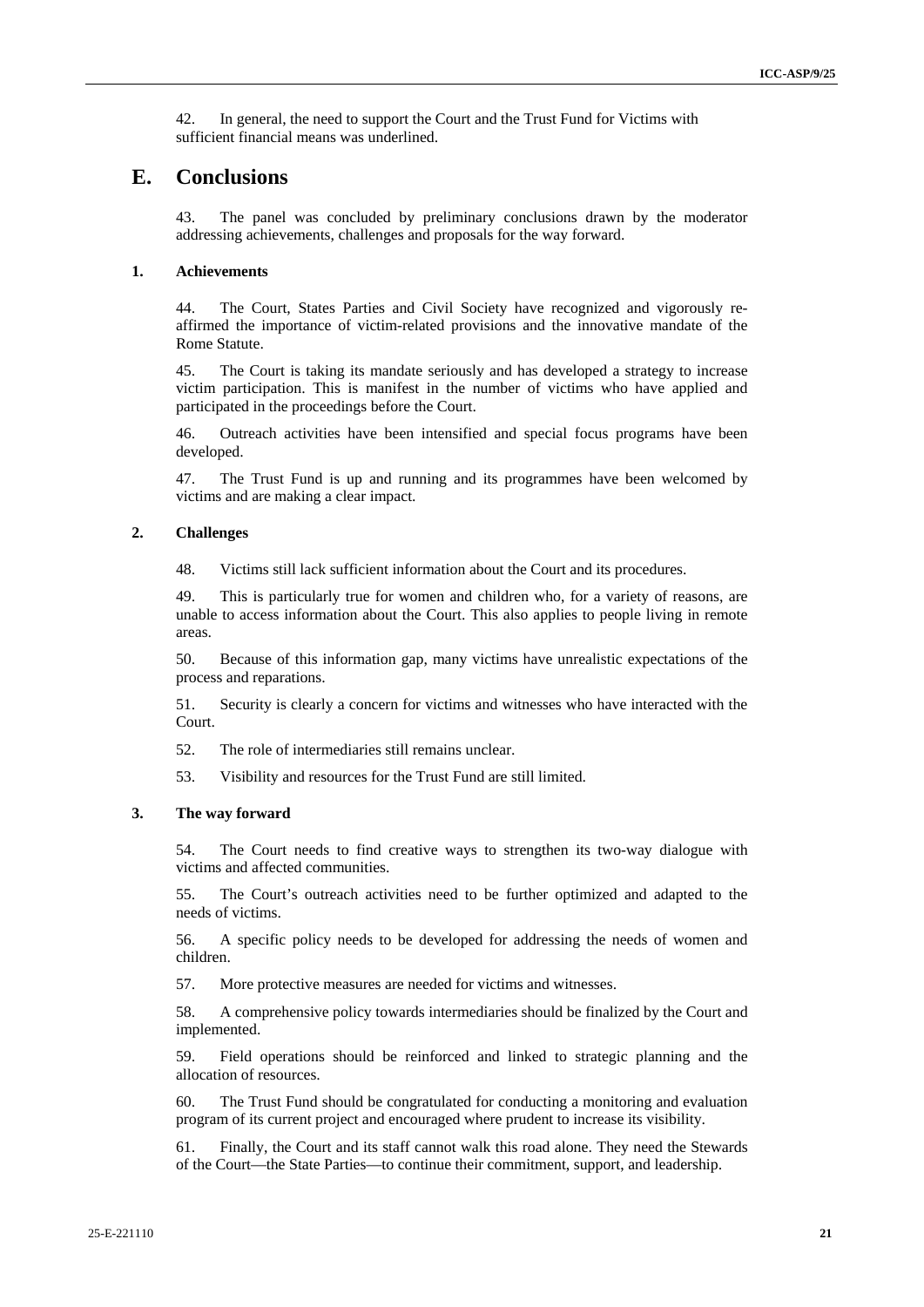42. In general, the need to support the Court and the Trust Fund for Victims with sufficient financial means was underlined.

## E. Conclusions

43. The panel was concluded by preliminary conclusions drawn by the moderator addressing achievements, challenges and proposals for the way forward.

### 1. Achievements

44. The Court, States Parties and Civil Society have recognized and vigorously re-affirmed the importance of victim-related provisions and the innovative mandate of the Rome Statute.

45. The Court is taking its mandate seriously and has developed a strategy to increase victim participation. This is manifest in the number of victims who have applied and participated in the proceedings before the Court.

46. Outreach activities have been intensified and special focus programs have been developed.

47. The Trust Fund is up and running and its programmes have been welcomed by victims and are making a clear impact.

### 2. Challenges

48. Victims still lack sufficient information about the Court and its procedures.

49. This is particularly true for women and children who, for a variety of reasons, are unable to access information about the Court. This also applies to people living in remote areas.

50. Because of this information gap, many victims have unrealistic expectations of the process and reparations.

51. Security is clearly a concern for victims and witnesses who have interacted with the Court.

52. The role of intermediaries still remains unclear.

53. Visibility and resources for the Trust Fund are still limited.

### 3. The way forward

54. The Court needs to find creative ways to strengthen its two-way dialogue with victims and affected communities.

55. The Court's outreach activities need to be further optimized and adapted to the needs of victims.

56. A specific policy needs to be developed for addressing the needs of women and children.

57. More protective measures are needed for victims and witnesses.

58. A comprehensive policy towards intermediaries should be finalized by the Court and implemented.

59. Field operations should be reinforced and linked to strategic planning and the allocation of resources.

60. The Trust Fund should be congratulated for conducting a monitoring and evaluation program of its current project and encouraged where prudent to increase its visibility.

61. Finally, the Court and its staff cannot walk this road alone. They need the Stewards of the Court—the State Parties—to continue their commitment, support, and leadership.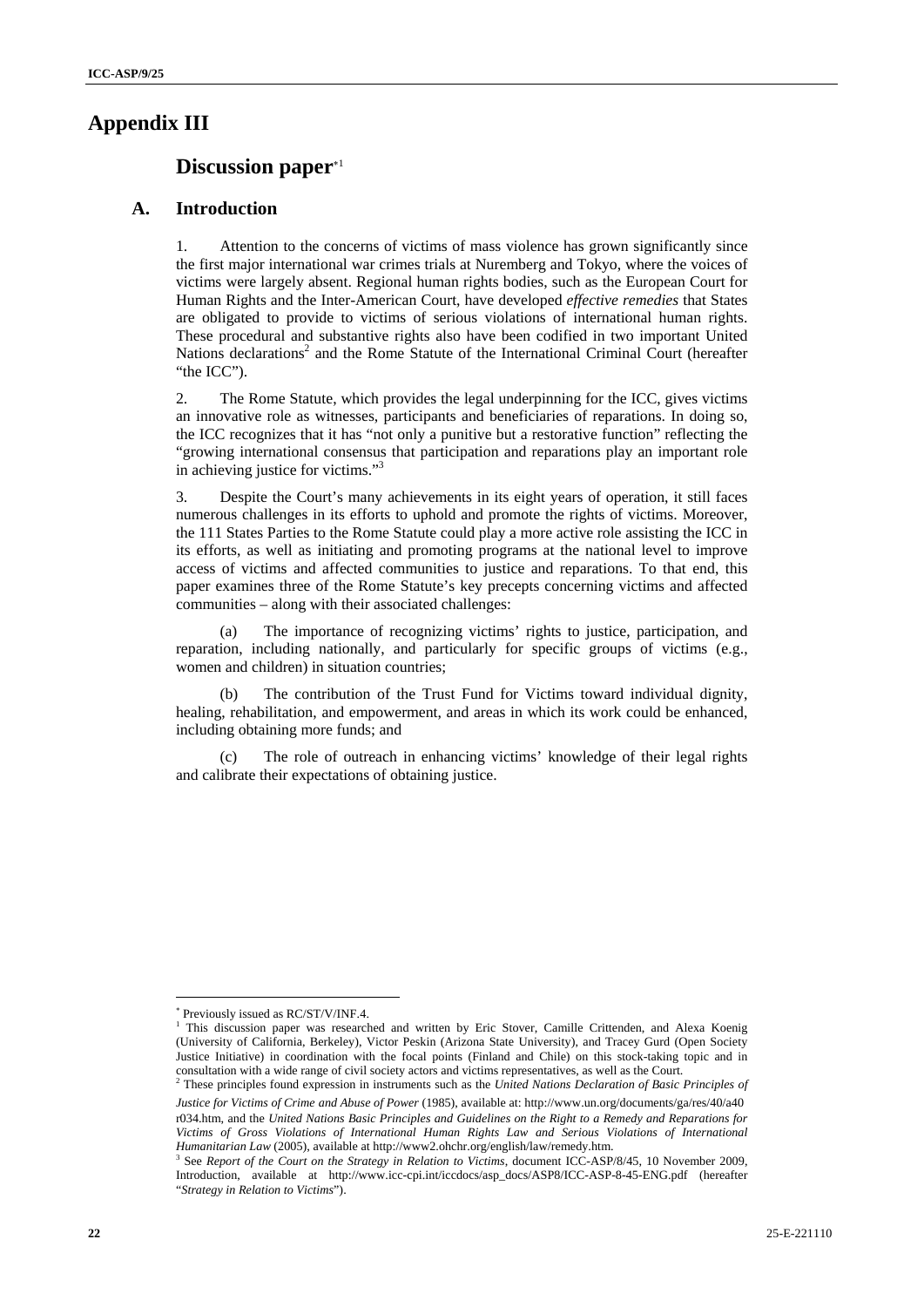# Appendix III

## Discussion paper[*1]

### A. Introduction

1. Attention to the concerns of victims of mass violence has grown significantly since the first major international war crimes trials at Nuremberg and Tokyo, where the voices of victims were largely absent. Regional human rights bodies, such as the European Court for Human Rights and the Inter-American Court, have developed *effective remedies* that States are obligated to provide to victims of serious violations of international human rights. These procedural and substantive rights also have been codified in two important United Nations declarations[2] and the Rome Statute of the International Criminal Court (hereafter "the ICC").

2. The Rome Statute, which provides the legal underpinning for the ICC, gives victims an innovative role as witnesses, participants and beneficiaries of reparations. In doing so, the ICC recognizes that it has "not only a punitive but a restorative function" reflecting the "growing international consensus that participation and reparations play an important role in achieving justice for victims."[3]

3. Despite the Court's many achievements in its eight years of operation, it still faces numerous challenges in its efforts to uphold and promote the rights of victims. Moreover, the 111 States Parties to the Rome Statute could play a more active role assisting the ICC in its efforts, as well as initiating and promoting programs at the national level to improve access of victims and affected communities to justice and reparations. To that end, this paper examines three of the Rome Statute's key precepts concerning victims and affected communities – along with their associated challenges:

(a) The importance of recognizing victims' rights to justice, participation, and reparation, including nationally, and particularly for specific groups of victims (e.g., women and children) in situation countries;

(b) The contribution of the Trust Fund for Victims toward individual dignity, healing, rehabilitation, and empowerment, and areas in which its work could be enhanced, including obtaining more funds; and

(c) The role of outreach in enhancing victims' knowledge of their legal rights and calibrate their expectations of obtaining justice.

---

[*] Previously issued as RC/ST/V/INF.4.

[1] This discussion paper was researched and written by Eric Stover, Camille Crittenden, and Alexa Koenig (University of California, Berkeley), Victor Peskin (Arizona State University), and Tracey Gurd (Open Society Justice Initiative) in coordination with the focal points (Finland and Chile) on this stock-taking topic and in consultation with a wide range of civil society actors and victims representatives, as well as the Court.

[2] These principles found expression in instruments such as the *United Nations Declaration of Basic Principles of Justice for Victims of Crime and Abuse of Power* (1985), available at: http://www.un.org/documents/ga/res/40/a40r034.htm, and the *United Nations Basic Principles and Guidelines on the Right to a Remedy and Reparations for Victims of Gross Violations of International Human Rights Law and Serious Violations of International Humanitarian Law* (2005), available at http://www2.ohchr.org/english/law/remedy.htm.

[3] See *Report of the Court on the Strategy in Relation to Victims*, document ICC-ASP/8/45, 10 November 2009, Introduction, available at http://www.icc-cpi.int/iccdocs/asp_docs/ASP8/ICC-ASP-8-45-ENG.pdf (hereafter "*Strategy in Relation to Victims*").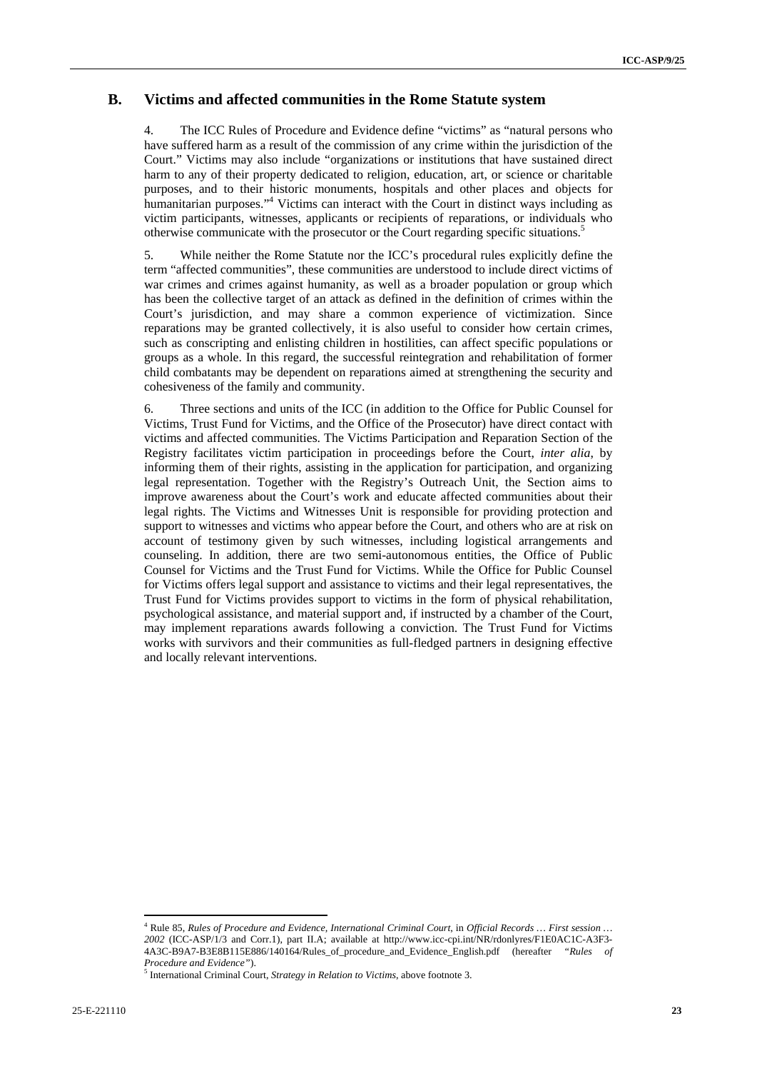## B. Victims and affected communities in the Rome Statute system

4. The ICC Rules of Procedure and Evidence define "victims" as "natural persons who have suffered harm as a result of the commission of any crime within the jurisdiction of the Court." Victims may also include "organizations or institutions that have sustained direct harm to any of their property dedicated to religion, education, art, or science or charitable purposes, and to their historic monuments, hospitals and other places and objects for humanitarian purposes."[4] Victims can interact with the Court in distinct ways including as victim participants, witnesses, applicants or recipients of reparations, or individuals who otherwise communicate with the prosecutor or the Court regarding specific situations.[5]

5. While neither the Rome Statute nor the ICC's procedural rules explicitly define the term "affected communities", these communities are understood to include direct victims of war crimes and crimes against humanity, as well as a broader population or group which has been the collective target of an attack as defined in the definition of crimes within the Court's jurisdiction, and may share a common experience of victimization. Since reparations may be granted collectively, it is also useful to consider how certain crimes, such as conscripting and enlisting children in hostilities, can affect specific populations or groups as a whole. In this regard, the successful reintegration and rehabilitation of former child combatants may be dependent on reparations aimed at strengthening the security and cohesiveness of the family and community.

6. Three sections and units of the ICC (in addition to the Office for Public Counsel for Victims, Trust Fund for Victims, and the Office of the Prosecutor) have direct contact with victims and affected communities. The Victims Participation and Reparation Section of the Registry facilitates victim participation in proceedings before the Court, *inter alia*, by informing them of their rights, assisting in the application for participation, and organizing legal representation. Together with the Registry's Outreach Unit, the Section aims to improve awareness about the Court's work and educate affected communities about their legal rights. The Victims and Witnesses Unit is responsible for providing protection and support to witnesses and victims who appear before the Court, and others who are at risk on account of testimony given by such witnesses, including logistical arrangements and counseling. In addition, there are two semi-autonomous entities, the Office of Public Counsel for Victims and the Trust Fund for Victims. While the Office for Public Counsel for Victims offers legal support and assistance to victims and their legal representatives, the Trust Fund for Victims provides support to victims in the form of physical rehabilitation, psychological assistance, and material support and, if instructed by a chamber of the Court, may implement reparations awards following a conviction. The Trust Fund for Victims works with survivors and their communities as full-fledged partners in designing effective and locally relevant interventions.

---

[4] Rule 85, *Rules of Procedure and Evidence, International Criminal Court*, in *Official Records … First session … 2002* (ICC-ASP/1/3 and Corr.1), part II.A; available at http://www.icc-cpi.int/NR/rdonlyres/F1E0AC1C-A3F3-4A3C-B9A7-B3E8B115E886/140164/Rules_of_procedure_and_Evidence_English.pdf (hereafter "*Rules of Procedure and Evidence"*).

[5] International Criminal Court, *Strategy in Relation to Victims*, above footnote 3.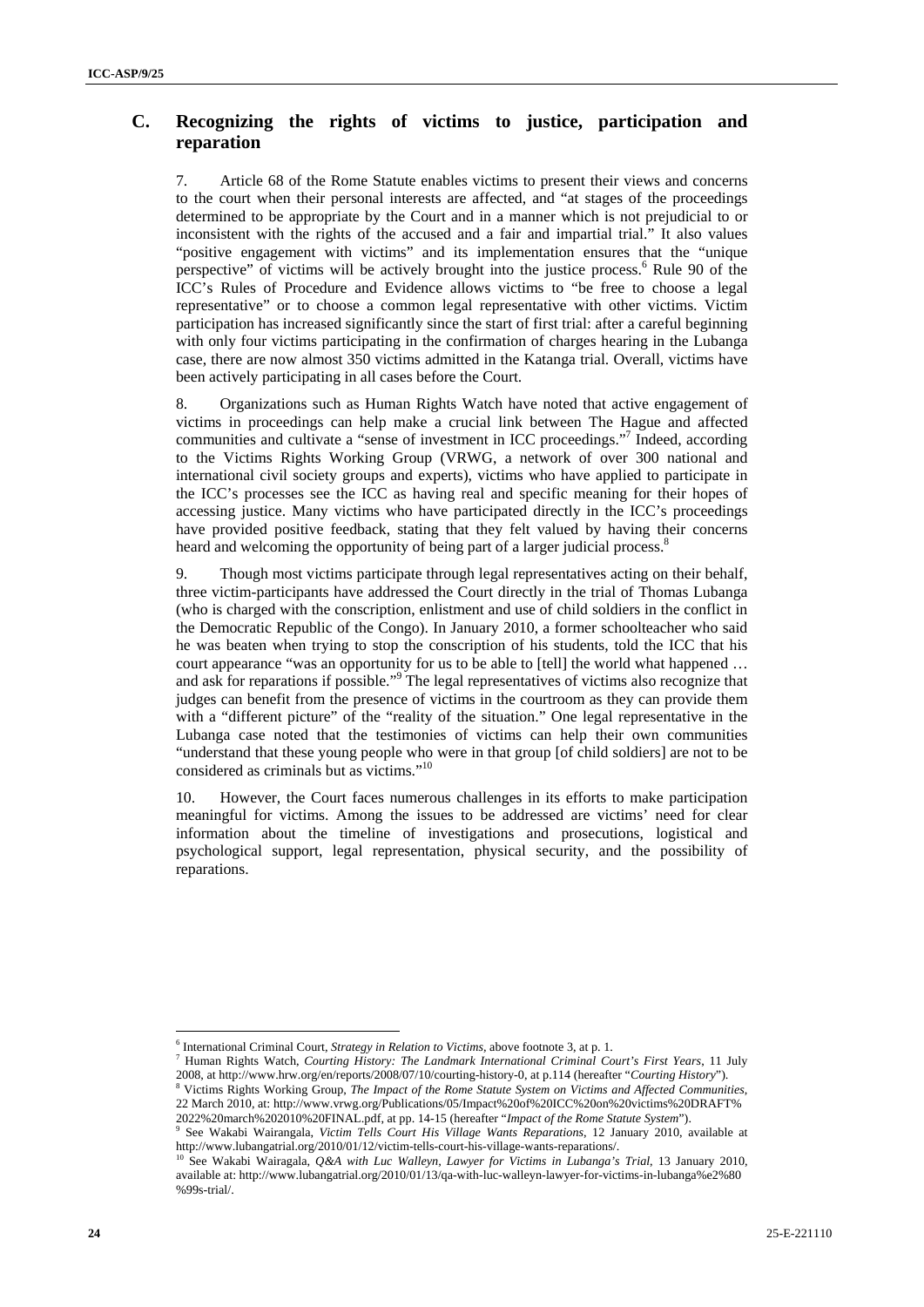## C. Recognizing the rights of victims to justice, participation and reparation

7. Article 68 of the Rome Statute enables victims to present their views and concerns to the court when their personal interests are affected, and "at stages of the proceedings determined to be appropriate by the Court and in a manner which is not prejudicial to or inconsistent with the rights of the accused and a fair and impartial trial." It also values "positive engagement with victims" and its implementation ensures that the "unique perspective" of victims will be actively brought into the justice process.[6] Rule 90 of the ICC's Rules of Procedure and Evidence allows victims to "be free to choose a legal representative" or to choose a common legal representative with other victims. Victim participation has increased significantly since the start of first trial: after a careful beginning with only four victims participating in the confirmation of charges hearing in the Lubanga case, there are now almost 350 victims admitted in the Katanga trial. Overall, victims have been actively participating in all cases before the Court.

8. Organizations such as Human Rights Watch have noted that active engagement of victims in proceedings can help make a crucial link between The Hague and affected communities and cultivate a "sense of investment in ICC proceedings."[7] Indeed, according to the Victims Rights Working Group (VRWG, a network of over 300 national and international civil society groups and experts), victims who have applied to participate in the ICC's processes see the ICC as having real and specific meaning for their hopes of accessing justice. Many victims who have participated directly in the ICC's proceedings have provided positive feedback, stating that they felt valued by having their concerns heard and welcoming the opportunity of being part of a larger judicial process.[8]

9. Though most victims participate through legal representatives acting on their behalf, three victim-participants have addressed the Court directly in the trial of Thomas Lubanga (who is charged with the conscription, enlistment and use of child soldiers in the conflict in the Democratic Republic of the Congo). In January 2010, a former schoolteacher who said he was beaten when trying to stop the conscription of his students, told the ICC that his court appearance "was an opportunity for us to be able to [tell] the world what happened … and ask for reparations if possible."[9] The legal representatives of victims also recognize that judges can benefit from the presence of victims in the courtroom as they can provide them with a "different picture" of the "reality of the situation." One legal representative in the Lubanga case noted that the testimonies of victims can help their own communities "understand that these young people who were in that group [of child soldiers] are not to be considered as criminals but as victims."[10]

10. However, the Court faces numerous challenges in its efforts to make participation meaningful for victims. Among the issues to be addressed are victims' need for clear information about the timeline of investigations and prosecutions, logistical and psychological support, legal representation, physical security, and the possibility of reparations.

---

[6] International Criminal Court, *Strategy in Relation to Victims*, above footnote 3, at p. 1.

[7] Human Rights Watch, *Courting History: The Landmark International Criminal Court's First Years*, 11 July 2008, at http://www.hrw.org/en/reports/2008/07/10/courting-history-0, at p.114 (hereafter "*Courting History*").

[8] Victims Rights Working Group, *The Impact of the Rome Statute System on Victims and Affected Communities*, 22 March 2010, at: http://www.vrwg.org/Publications/05/Impact%20of%20ICC%20on%20victims%20DRAFT%2022%20march%202010%20FINAL.pdf, at pp. 14-15 (hereafter "*Impact of the Rome Statute System*").

[9] See Wakabi Wairangala, *Victim Tells Court His Village Wants Reparations*, 12 January 2010, available at http://www.lubangatrial.org/2010/01/12/victim-tells-court-his-village-wants-reparations/.

[10] See Wakabi Wairagala, *Q&A with Luc Walleyn, Lawyer for Victims in Lubanga's Trial*, 13 January 2010, available at: http://www.lubangatrial.org/2010/01/13/qa-with-luc-walleyn-lawyer-for-victims-in-lubanga%e2%80%99s-trial/.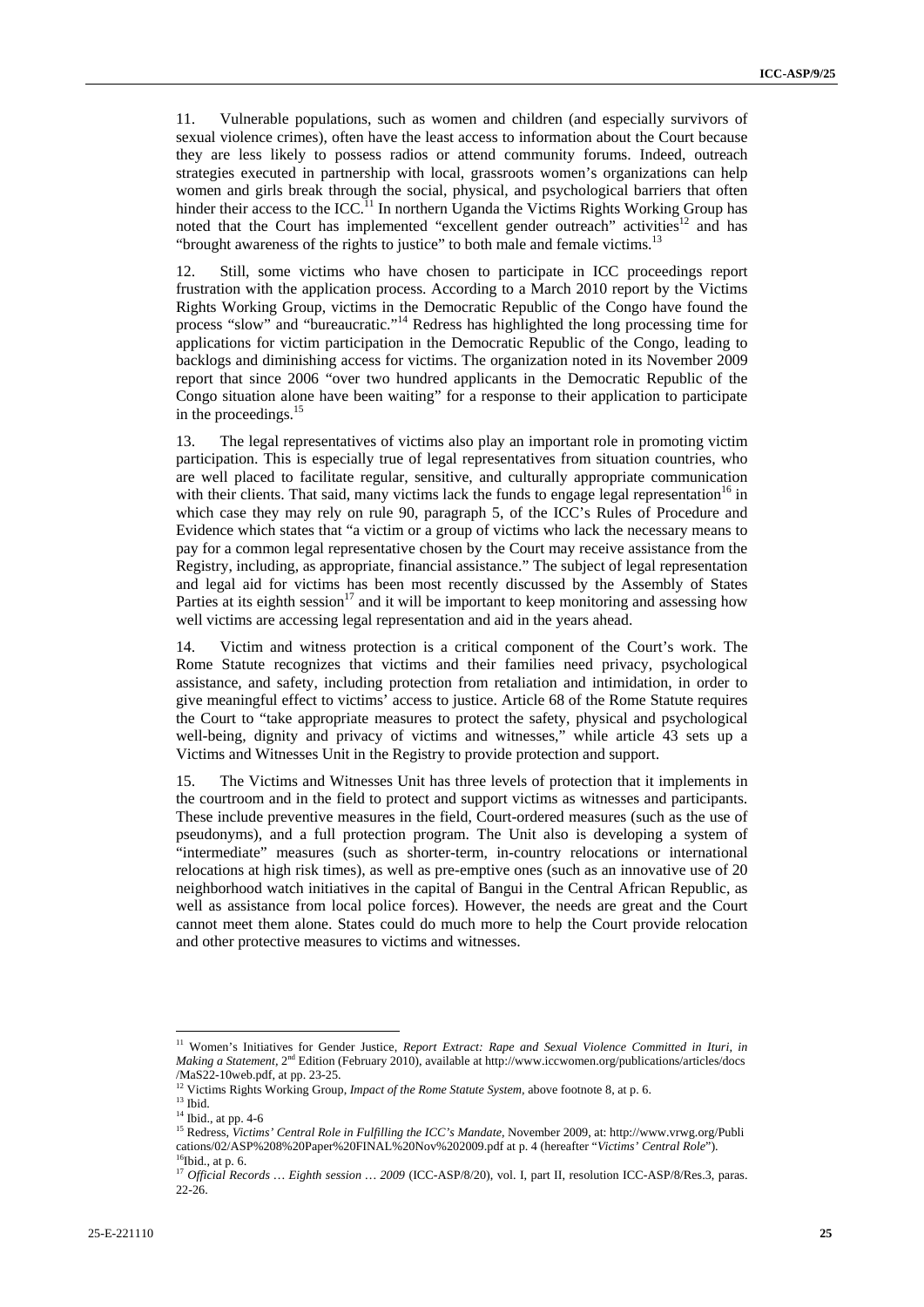11. Vulnerable populations, such as women and children (and especially survivors of sexual violence crimes), often have the least access to information about the Court because they are less likely to possess radios or attend community forums. Indeed, outreach strategies executed in partnership with local, grassroots women's organizations can help women and girls break through the social, physical, and psychological barriers that often hinder their access to the ICC.[11] In northern Uganda the Victims Rights Working Group has noted that the Court has implemented "excellent gender outreach" activities[12] and has "brought awareness of the rights to justice" to both male and female victims.[13]

12. Still, some victims who have chosen to participate in ICC proceedings report frustration with the application process. According to a March 2010 report by the Victims Rights Working Group, victims in the Democratic Republic of the Congo have found the process "slow" and "bureaucratic."[14] Redress has highlighted the long processing time for applications for victim participation in the Democratic Republic of the Congo, leading to backlogs and diminishing access for victims. The organization noted in its November 2009 report that since 2006 "over two hundred applicants in the Democratic Republic of the Congo situation alone have been waiting" for a response to their application to participate in the proceedings.[15]

13. The legal representatives of victims also play an important role in promoting victim participation. This is especially true of legal representatives from situation countries, who are well placed to facilitate regular, sensitive, and culturally appropriate communication with their clients. That said, many victims lack the funds to engage legal representation[16] in which case they may rely on rule 90, paragraph 5, of the ICC's Rules of Procedure and Evidence which states that "a victim or a group of victims who lack the necessary means to pay for a common legal representative chosen by the Court may receive assistance from the Registry, including, as appropriate, financial assistance." The subject of legal representation and legal aid for victims has been most recently discussed by the Assembly of States Parties at its eighth session[17] and it will be important to keep monitoring and assessing how well victims are accessing legal representation and aid in the years ahead.

14. Victim and witness protection is a critical component of the Court's work. The Rome Statute recognizes that victims and their families need privacy, psychological assistance, and safety, including protection from retaliation and intimidation, in order to give meaningful effect to victims' access to justice. Article 68 of the Rome Statute requires the Court to "take appropriate measures to protect the safety, physical and psychological well-being, dignity and privacy of victims and witnesses," while article 43 sets up a Victims and Witnesses Unit in the Registry to provide protection and support.

15. The Victims and Witnesses Unit has three levels of protection that it implements in the courtroom and in the field to protect and support victims as witnesses and participants. These include preventive measures in the field, Court-ordered measures (such as the use of pseudonyms), and a full protection program. The Unit also is developing a system of "intermediate" measures (such as shorter-term, in-country relocations or international relocations at high risk times), as well as pre-emptive ones (such as an innovative use of 20 neighborhood watch initiatives in the capital of Bangui in the Central African Republic, as well as assistance from local police forces). However, the needs are great and the Court cannot meet them alone. States could do much more to help the Court provide relocation and other protective measures to victims and witnesses.

---

[11] Women's Initiatives for Gender Justice, *Report Extract: Rape and Sexual Violence Committed in Ituri, in Making a Statement*, 2nd Edition (February 2010), available at http://www.iccwomen.org/publications/articles/docs/MaS22-10web.pdf, at pp. 23-25.

[12] Victims Rights Working Group, *Impact of the Rome Statute System*, above footnote 8, at p. 6.

[13] Ibid.

[14] Ibid., at pp. 4-6

[15] Redress, *Victims' Central Role in Fulfilling the ICC's Mandate*, November 2009, at: http://www.vrwg.org/Publications/02/ASP%208%20Paper%20FINAL%20Nov%202009.pdf at p. 4 (hereafter "*Victims' Central Role*").

[16] Ibid., at p. 6.

[17] *Official Records … Eighth session … 2009* (ICC-ASP/8/20), vol. I, part II, resolution ICC-ASP/8/Res.3, paras. 22-26.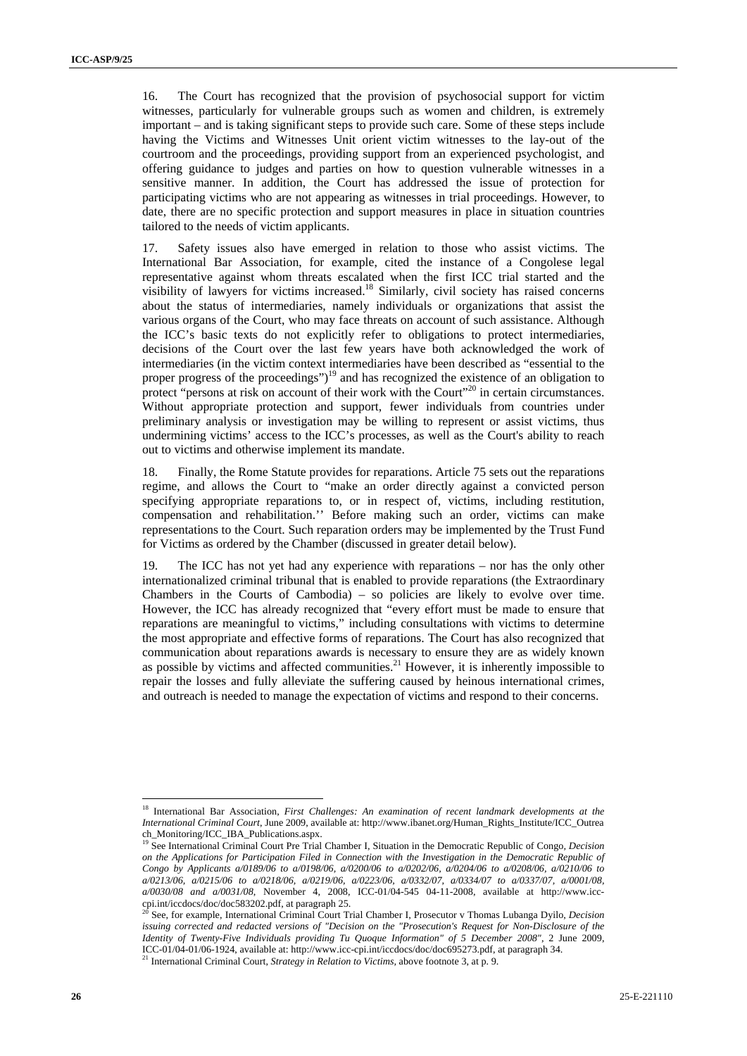16. The Court has recognized that the provision of psychosocial support for victim witnesses, particularly for vulnerable groups such as women and children, is extremely important – and is taking significant steps to provide such care. Some of these steps include having the Victims and Witnesses Unit orient victim witnesses to the lay-out of the courtroom and the proceedings, providing support from an experienced psychologist, and offering guidance to judges and parties on how to question vulnerable witnesses in a sensitive manner. In addition, the Court has addressed the issue of protection for participating victims who are not appearing as witnesses in trial proceedings. However, to date, there are no specific protection and support measures in place in situation countries tailored to the needs of victim applicants.

17. Safety issues also have emerged in relation to those who assist victims. The International Bar Association, for example, cited the instance of a Congolese legal representative against whom threats escalated when the first ICC trial started and the visibility of lawyers for victims increased.[18] Similarly, civil society has raised concerns about the status of intermediaries, namely individuals or organizations that assist the various organs of the Court, who may face threats on account of such assistance. Although the ICC's basic texts do not explicitly refer to obligations to protect intermediaries, decisions of the Court over the last few years have both acknowledged the work of intermediaries (in the victim context intermediaries have been described as "essential to the proper progress of the proceedings")[19] and has recognized the existence of an obligation to protect "persons at risk on account of their work with the Court"[20] in certain circumstances. Without appropriate protection and support, fewer individuals from countries under preliminary analysis or investigation may be willing to represent or assist victims, thus undermining victims' access to the ICC's processes, as well as the Court's ability to reach out to victims and otherwise implement its mandate.

18. Finally, the Rome Statute provides for reparations. Article 75 sets out the reparations regime, and allows the Court to "make an order directly against a convicted person specifying appropriate reparations to, or in respect of, victims, including restitution, compensation and rehabilitation.'' Before making such an order, victims can make representations to the Court. Such reparation orders may be implemented by the Trust Fund for Victims as ordered by the Chamber (discussed in greater detail below).

19. The ICC has not yet had any experience with reparations – nor has the only other internationalized criminal tribunal that is enabled to provide reparations (the Extraordinary Chambers in the Courts of Cambodia) – so policies are likely to evolve over time. However, the ICC has already recognized that "every effort must be made to ensure that reparations are meaningful to victims," including consultations with victims to determine the most appropriate and effective forms of reparations. The Court has also recognized that communication about reparations awards is necessary to ensure they are as widely known as possible by victims and affected communities.[21] However, it is inherently impossible to repair the losses and fully alleviate the suffering caused by heinous international crimes, and outreach is needed to manage the expectation of victims and respond to their concerns.

---

[18] International Bar Association, *First Challenges: An examination of recent landmark developments at the International Criminal Court*, June 2009, available at: http://www.ibanet.org/Human_Rights_Institute/ICC_Outreach_Monitoring/ICC_IBA_Publications.aspx.

[19] See International Criminal Court Pre Trial Chamber I, Situation in the Democratic Republic of Congo, *Decision on the Applications for Participation Filed in Connection with the Investigation in the Democratic Republic of Congo by Applicants a/0189/06 to a/0198/06, a/0200/06 to a/0202/06, a/0204/06 to a/0208/06, a/0210/06 to a/0213/06, a/0215/06 to a/0218/06, a/0219/06, a/0223/06, a/0332/07, a/0334/07 to a/0337/07, a/0001/08, a/0030/08 and a/0031/08,* November 4, 2008, ICC-01/04-545 04-11-2008, available at http://www.icc-cpi.int/iccdocs/doc/doc583202.pdf, at paragraph 25.

[20] See, for example, International Criminal Court Trial Chamber I, Prosecutor v Thomas Lubanga Dyilo, *Decision issuing corrected and redacted versions of "Decision on the "Prosecution's Request for Non-Disclosure of the Identity of Twenty-Five Individuals providing Tu Quoque Information" of 5 December 2008"*, 2 June 2009, ICC-01/04-01/06-1924, available at: http://www.icc-cpi.int/iccdocs/doc/doc695273.pdf, at paragraph 34.

[21] International Criminal Court, *Strategy in Relation to Victims*, above footnote 3, at p. 9.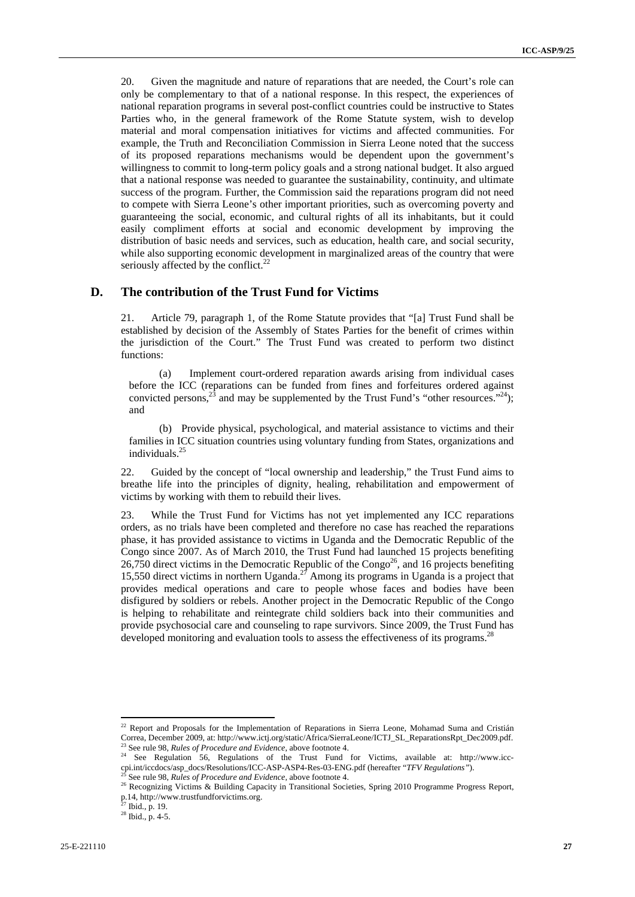20. Given the magnitude and nature of reparations that are needed, the Court's role can only be complementary to that of a national response. In this respect, the experiences of national reparation programs in several post-conflict countries could be instructive to States Parties who, in the general framework of the Rome Statute system, wish to develop material and moral compensation initiatives for victims and affected communities. For example, the Truth and Reconciliation Commission in Sierra Leone noted that the success of its proposed reparations mechanisms would be dependent upon the government's willingness to commit to long-term policy goals and a strong national budget. It also argued that a national response was needed to guarantee the sustainability, continuity, and ultimate success of the program. Further, the Commission said the reparations program did not need to compete with Sierra Leone's other important priorities, such as overcoming poverty and guaranteeing the social, economic, and cultural rights of all its inhabitants, but it could easily compliment efforts at social and economic development by improving the distribution of basic needs and services, such as education, health care, and social security, while also supporting economic development in marginalized areas of the country that were seriously affected by the conflict.[22]

## D. The contribution of the Trust Fund for Victims

21. Article 79, paragraph 1, of the Rome Statute provides that "[a] Trust Fund shall be established by decision of the Assembly of States Parties for the benefit of crimes within the jurisdiction of the Court." The Trust Fund was created to perform two distinct functions:

(a) Implement court-ordered reparation awards arising from individual cases before the ICC (reparations can be funded from fines and forfeitures ordered against convicted persons,[23] and may be supplemented by the Trust Fund's "other resources."[24]); and

(b) Provide physical, psychological, and material assistance to victims and their families in ICC situation countries using voluntary funding from States, organizations and individuals.[25]

22. Guided by the concept of "local ownership and leadership," the Trust Fund aims to breathe life into the principles of dignity, healing, rehabilitation and empowerment of victims by working with them to rebuild their lives.

23. While the Trust Fund for Victims has not yet implemented any ICC reparations orders, as no trials have been completed and therefore no case has reached the reparations phase, it has provided assistance to victims in Uganda and the Democratic Republic of the Congo since 2007. As of March 2010, the Trust Fund had launched 15 projects benefiting 26,750 direct victims in the Democratic Republic of the Congo[26], and 16 projects benefiting 15,550 direct victims in northern Uganda.[27] Among its programs in Uganda is a project that provides medical operations and care to people whose faces and bodies have been disfigured by soldiers or rebels. Another project in the Democratic Republic of the Congo is helping to rehabilitate and reintegrate child soldiers back into their communities and provide psychosocial care and counseling to rape survivors. Since 2009, the Trust Fund has developed monitoring and evaluation tools to assess the effectiveness of its programs.[28]

---

[22] Report and Proposals for the Implementation of Reparations in Sierra Leone, Mohamad Suma and Cristián Correa, December 2009, at: http://www.ictj.org/static/Africa/SierraLeone/ICTJ_SL_ReparationsRpt_Dec2009.pdf.

[23] See rule 98, *Rules of Procedure and Evidence*, above footnote 4.

[24] See Regulation 56, Regulations of the Trust Fund for Victims, available at: http://www.icc-cpi.int/iccdocs/asp_docs/Resolutions/ICC-ASP-ASP4-Res-03-ENG.pdf (hereafter "*TFV Regulations*").

[25] See rule 98, *Rules of Procedure and Evidence*, above footnote 4.

[26] Recognizing Victims & Building Capacity in Transitional Societies, Spring 2010 Programme Progress Report, p.14, http://www.trustfundforvictims.org.

[27] Ibid., p. 19.

[28] Ibid., p. 4-5.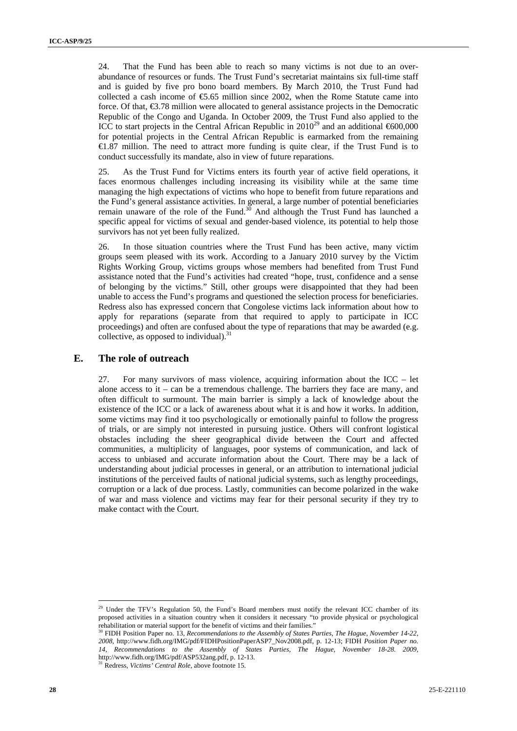24. That the Fund has been able to reach so many victims is not due to an over-abundance of resources or funds. The Trust Fund's secretariat maintains six full-time staff and is guided by five pro bono board members. By March 2010, the Trust Fund had collected a cash income of €5.65 million since 2002, when the Rome Statute came into force. Of that, €3.78 million were allocated to general assistance projects in the Democratic Republic of the Congo and Uganda. In October 2009, the Trust Fund also applied to the ICC to start projects in the Central African Republic in 2010[29] and an additional €600,000 for potential projects in the Central African Republic is earmarked from the remaining €1.87 million. The need to attract more funding is quite clear, if the Trust Fund is to conduct successfully its mandate, also in view of future reparations.

25. As the Trust Fund for Victims enters its fourth year of active field operations, it faces enormous challenges including increasing its visibility while at the same time managing the high expectations of victims who hope to benefit from future reparations and the Fund's general assistance activities. In general, a large number of potential beneficiaries remain unaware of the role of the Fund.[30] And although the Trust Fund has launched a specific appeal for victims of sexual and gender-based violence, its potential to help those survivors has not yet been fully realized.

26. In those situation countries where the Trust Fund has been active, many victim groups seem pleased with its work. According to a January 2010 survey by the Victim Rights Working Group, victims groups whose members had benefited from Trust Fund assistance noted that the Fund's activities had created "hope, trust, confidence and a sense of belonging by the victims." Still, other groups were disappointed that they had been unable to access the Fund's programs and questioned the selection process for beneficiaries. Redress also has expressed concern that Congolese victims lack information about how to apply for reparations (separate from that required to apply to participate in ICC proceedings) and often are confused about the type of reparations that may be awarded (e.g. collective, as opposed to individual).[31]

## E. The role of outreach

27. For many survivors of mass violence, acquiring information about the ICC – let alone access to it – can be a tremendous challenge. The barriers they face are many, and often difficult to surmount. The main barrier is simply a lack of knowledge about the existence of the ICC or a lack of awareness about what it is and how it works. In addition, some victims may find it too psychologically or emotionally painful to follow the progress of trials, or are simply not interested in pursuing justice. Others will confront logistical obstacles including the sheer geographical divide between the Court and affected communities, a multiplicity of languages, poor systems of communication, and lack of access to unbiased and accurate information about the Court. There may be a lack of understanding about judicial processes in general, or an attribution to international judicial institutions of the perceived faults of national judicial systems, such as lengthy proceedings, corruption or a lack of due process. Lastly, communities can become polarized in the wake of war and mass violence and victims may fear for their personal security if they try to make contact with the Court.

---

[29] Under the TFV's Regulation 50, the Fund's Board members must notify the relevant ICC chamber of its proposed activities in a situation country when it considers it necessary "to provide physical or psychological rehabilitation or material support for the benefit of victims and their families."

[30] FIDH Position Paper no. 13, *Recommendations to the Assembly of States Parties, The Hague, November 14-22, 2008*, http://www.fidh.org/IMG/pdf/FIDHPositionPaperASP7_Nov2008.pdf, p. 12-13; FIDH *Position Paper no. 14, Recommendations to the Assembly of States Parties, The Hague, November 18-28. 2009*, http://www.fidh.org/IMG/pdf/ASP532ang.pdf, p. 12-13.

[31] Redress, *Victims' Central Role*, above footnote 15.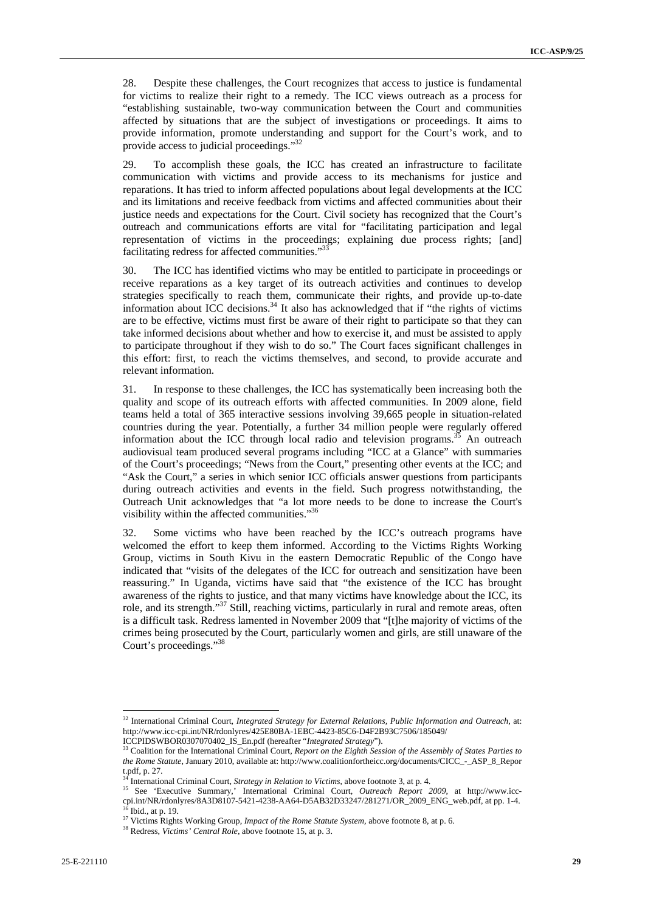28. Despite these challenges, the Court recognizes that access to justice is fundamental for victims to realize their right to a remedy. The ICC views outreach as a process for "establishing sustainable, two-way communication between the Court and communities affected by situations that are the subject of investigations or proceedings. It aims to provide information, promote understanding and support for the Court's work, and to provide access to judicial proceedings."[32]

29. To accomplish these goals, the ICC has created an infrastructure to facilitate communication with victims and provide access to its mechanisms for justice and reparations. It has tried to inform affected populations about legal developments at the ICC and its limitations and receive feedback from victims and affected communities about their justice needs and expectations for the Court. Civil society has recognized that the Court's outreach and communications efforts are vital for "facilitating participation and legal representation of victims in the proceedings; explaining due process rights; [and] facilitating redress for affected communities."[33]

30. The ICC has identified victims who may be entitled to participate in proceedings or receive reparations as a key target of its outreach activities and continues to develop strategies specifically to reach them, communicate their rights, and provide up-to-date information about ICC decisions.[34] It also has acknowledged that if "the rights of victims are to be effective, victims must first be aware of their right to participate so that they can take informed decisions about whether and how to exercise it, and must be assisted to apply to participate throughout if they wish to do so." The Court faces significant challenges in this effort: first, to reach the victims themselves, and second, to provide accurate and relevant information.

31. In response to these challenges, the ICC has systematically been increasing both the quality and scope of its outreach efforts with affected communities. In 2009 alone, field teams held a total of 365 interactive sessions involving 39,665 people in situation-related countries during the year. Potentially, a further 34 million people were regularly offered information about the ICC through local radio and television programs.[35] An outreach audiovisual team produced several programs including "ICC at a Glance" with summaries of the Court's proceedings; "News from the Court," presenting other events at the ICC; and "Ask the Court," a series in which senior ICC officials answer questions from participants during outreach activities and events in the field. Such progress notwithstanding, the Outreach Unit acknowledges that "a lot more needs to be done to increase the Court's visibility within the affected communities."[36]

32. Some victims who have been reached by the ICC's outreach programs have welcomed the effort to keep them informed. According to the Victims Rights Working Group, victims in South Kivu in the eastern Democratic Republic of the Congo have indicated that "visits of the delegates of the ICC for outreach and sensitization have been reassuring." In Uganda, victims have said that "the existence of the ICC has brought awareness of the rights to justice, and that many victims have knowledge about the ICC, its role, and its strength."[37] Still, reaching victims, particularly in rural and remote areas, often is a difficult task. Redress lamented in November 2009 that "[t]he majority of victims of the crimes being prosecuted by the Court, particularly women and girls, are still unaware of the Court's proceedings."[38]

---

[32] International Criminal Court, *Integrated Strategy for External Relations, Public Information and Outreach*, at: http://www.icc-cpi.int/NR/rdonlyres/425E80BA-1EBC-4423-85C6-D4F2B93C7506/185049/ICCPIDSWBOR0307070402_IS_En.pdf (hereafter "*Integrated Strategy*").

[33] Coalition for the International Criminal Court, *Report on the Eighth Session of the Assembly of States Parties to the Rome Statute*, January 2010, available at: http://www.coalitionfortheicc.org/documents/CICC_-_ASP_8_Report.pdf, p. 27.

[34] International Criminal Court, *Strategy in Relation to Victims*, above footnote 3, at p. 4.

[35] See 'Executive Summary,' International Criminal Court, *Outreach Report 2009*, at http://www.icc-cpi.int/NR/rdonlyres/8A3D8107-5421-4238-AA64-D5AB32D33247/281271/OR_2009_ENG_web.pdf, at pp. 1-4.

[36] Ibid., at p. 19.

[37] Victims Rights Working Group, *Impact of the Rome Statute System*, above footnote 8, at p. 6.

[38] Redress, *Victims' Central Role*, above footnote 15, at p. 3.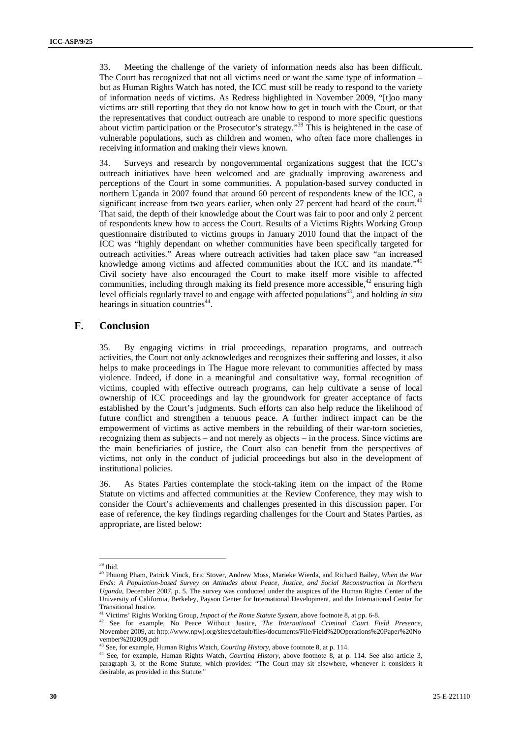33. Meeting the challenge of the variety of information needs also has been difficult. The Court has recognized that not all victims need or want the same type of information – but as Human Rights Watch has noted, the ICC must still be ready to respond to the variety of information needs of victims. As Redress highlighted in November 2009, "[t]oo many victims are still reporting that they do not know how to get in touch with the Court, or that the representatives that conduct outreach are unable to respond to more specific questions about victim participation or the Prosecutor's strategy."[39] This is heightened in the case of vulnerable populations, such as children and women, who often face more challenges in receiving information and making their views known.

34. Surveys and research by nongovernmental organizations suggest that the ICC's outreach initiatives have been welcomed and are gradually improving awareness and perceptions of the Court in some communities. A population-based survey conducted in northern Uganda in 2007 found that around 60 percent of respondents knew of the ICC, a significant increase from two years earlier, when only 27 percent had heard of the court.[40] That said, the depth of their knowledge about the Court was fair to poor and only 2 percent of respondents knew how to access the Court. Results of a Victims Rights Working Group questionnaire distributed to victims groups in January 2010 found that the impact of the ICC was "highly dependant on whether communities have been specifically targeted for outreach activities." Areas where outreach activities had taken place saw "an increased knowledge among victims and affected communities about the ICC and its mandate."[41] Civil society have also encouraged the Court to make itself more visible to affected communities, including through making its field presence more accessible,[42] ensuring high level officials regularly travel to and engage with affected populations[43], and holding *in situ* hearings in situation countries[44].

## F. Conclusion

35. By engaging victims in trial proceedings, reparation programs, and outreach activities, the Court not only acknowledges and recognizes their suffering and losses, it also helps to make proceedings in The Hague more relevant to communities affected by mass violence. Indeed, if done in a meaningful and consultative way, formal recognition of victims, coupled with effective outreach programs, can help cultivate a sense of local ownership of ICC proceedings and lay the groundwork for greater acceptance of facts established by the Court's judgments. Such efforts can also help reduce the likelihood of future conflict and strengthen a tenuous peace. A further indirect impact can be the empowerment of victims as active members in the rebuilding of their war-torn societies, recognizing them as subjects – and not merely as objects – in the process. Since victims are the main beneficiaries of justice, the Court also can benefit from the perspectives of victims, not only in the conduct of judicial proceedings but also in the development of institutional policies.

36. As States Parties contemplate the stock-taking item on the impact of the Rome Statute on victims and affected communities at the Review Conference, they may wish to consider the Court's achievements and challenges presented in this discussion paper. For ease of reference, the key findings regarding challenges for the Court and States Parties, as appropriate, are listed below:

---

[39] Ibid.

[40] Phuong Pham, Patrick Vinck, Eric Stover, Andrew Moss, Marieke Wierda, and Richard Bailey, *When the War Ends: A Population-based Survey on Attitudes about Peace, Justice, and Social Reconstruction in Northern Uganda*, December 2007, p. 5. The survey was conducted under the auspices of the Human Rights Center of the University of California, Berkeley, Payson Center for International Development, and the International Center for Transitional Justice.

[41] Victims' Rights Working Group, *Impact of the Rome Statute System*, above footnote 8, at pp. 6-8.

[42] See for example, No Peace Without Justice, *The International Criminal Court Field Presence*, November 2009, at: http://www.npwj.org/sites/default/files/documents/File/Field%20Operations%20Paper%20November%202009.pdf

[43] See, for example, Human Rights Watch, *Courting History*, above footnote 8, at p. 114.

[44] See, for example, Human Rights Watch, *Courting History*, above footnote 8, at p. 114. See also article 3, paragraph 3, of the Rome Statute, which provides: "The Court may sit elsewhere, whenever it considers it desirable, as provided in this Statute."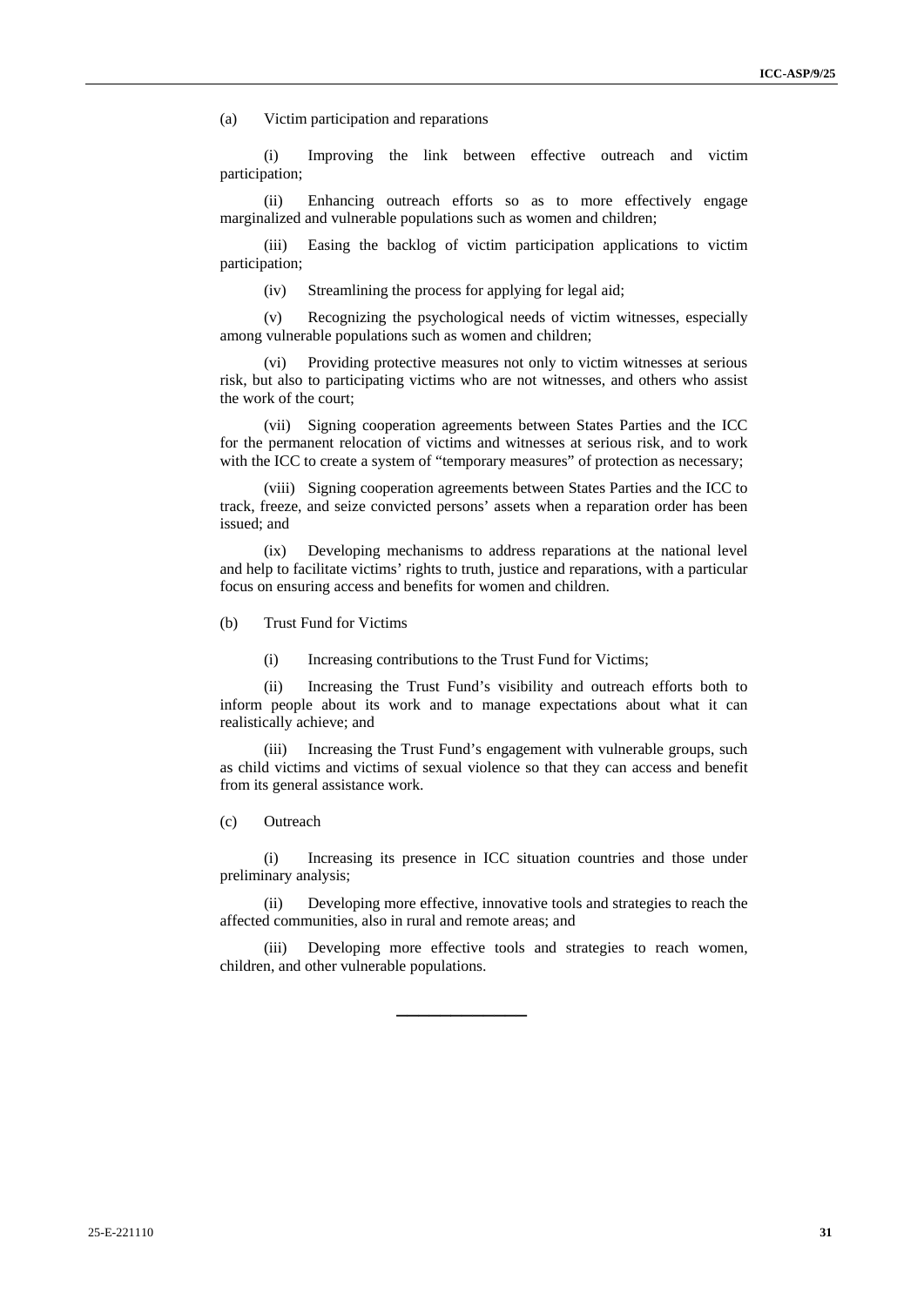(a) Victim participation and reparations

(i) Improving the link between effective outreach and victim participation;

(ii) Enhancing outreach efforts so as to more effectively engage marginalized and vulnerable populations such as women and children;

(iii) Easing the backlog of victim participation applications to victim participation;

(iv) Streamlining the process for applying for legal aid;

(v) Recognizing the psychological needs of victim witnesses, especially among vulnerable populations such as women and children;

(vi) Providing protective measures not only to victim witnesses at serious risk, but also to participating victims who are not witnesses, and others who assist the work of the court;

(vii) Signing cooperation agreements between States Parties and the ICC for the permanent relocation of victims and witnesses at serious risk, and to work with the ICC to create a system of "temporary measures" of protection as necessary;

(viii) Signing cooperation agreements between States Parties and the ICC to track, freeze, and seize convicted persons' assets when a reparation order has been issued; and

(ix) Developing mechanisms to address reparations at the national level and help to facilitate victims' rights to truth, justice and reparations, with a particular focus on ensuring access and benefits for women and children.

(b) Trust Fund for Victims

(i) Increasing contributions to the Trust Fund for Victims;

(ii) Increasing the Trust Fund's visibility and outreach efforts both to inform people about its work and to manage expectations about what it can realistically achieve; and

(iii) Increasing the Trust Fund's engagement with vulnerable groups, such as child victims and victims of sexual violence so that they can access and benefit from its general assistance work.

(c) Outreach

(i) Increasing its presence in ICC situation countries and those under preliminary analysis;

(ii) Developing more effective, innovative tools and strategies to reach the affected communities, also in rural and remote areas; and

(iii) Developing more effective tools and strategies to reach women, children, and other vulnerable populations.